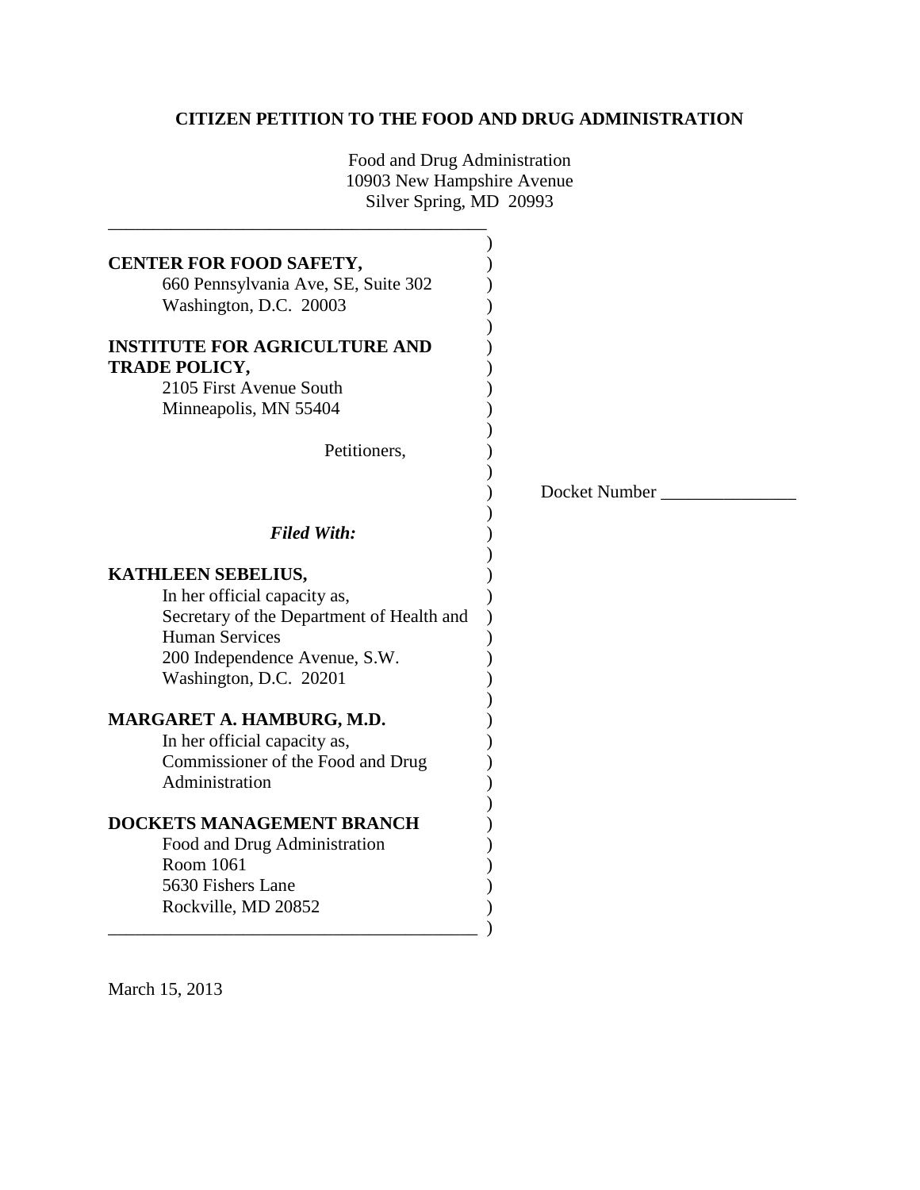# CITIZEN PETITION TO THE FOOD AND DRUG ADMINISTRATION

Food and Drug Administration
10903 New Hampshire Avenue
Silver Spring, MD 20993

**CENTER FOR FOOD SAFETY,**
660 Pennsylvania Ave, SE, Suite 302
Washington, D.C. 20003

**INSTITUTE FOR AGRICULTURE AND TRADE POLICY,**
2105 First Avenue South
Minneapolis, MN 55404

Petitioners,

Docket Number _______________

***Filed With:***

**KATHLEEN SEBELIUS,**
In her official capacity as,
Secretary of the Department of Health and Human Services
200 Independence Avenue, S.W.
Washington, D.C. 20201

**MARGARET A. HAMBURG, M.D.**
In her official capacity as,
Commissioner of the Food and Drug Administration

**DOCKETS MANAGEMENT BRANCH**
Food and Drug Administration
Room 1061
5630 Fishers Lane
Rockville, MD 20852

March 15, 2013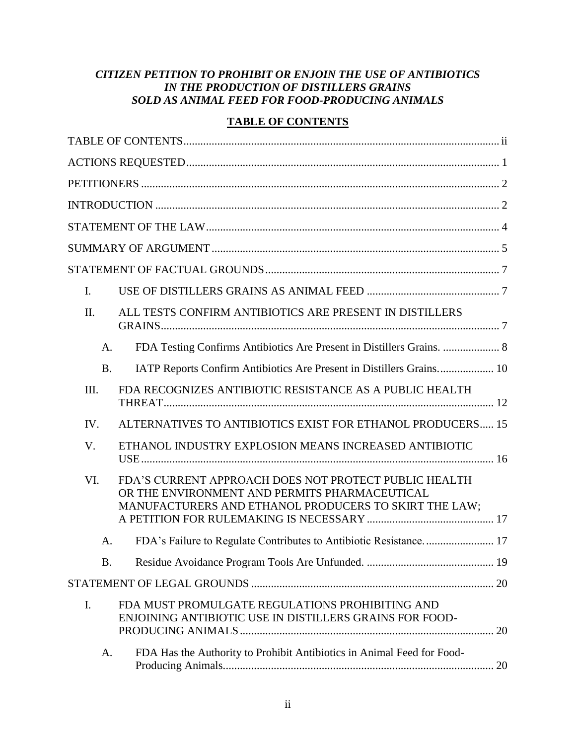***CITIZEN PETITION TO PROHIBIT OR ENJOIN THE USE OF ANTIBIOTICS IN THE PRODUCTION OF DISTILLERS GRAINS SOLD AS ANIMAL FEED FOR FOOD-PRODUCING ANIMALS***

## TABLE OF CONTENTS

TABLE OF CONTENTS ........ ii

ACTIONS REQUESTED ........ 1

PETITIONERS ........ 2

INTRODUCTION ........ 2

STATEMENT OF THE LAW ........ 4

SUMMARY OF ARGUMENT ........ 5

STATEMENT OF FACTUAL GROUNDS ........ 7

- I. USE OF DISTILLERS GRAINS AS ANIMAL FEED ........ 7
- II. ALL TESTS CONFIRM ANTIBIOTICS ARE PRESENT IN DISTILLERS GRAINS ........ 7
  - A. FDA Testing Confirms Antibiotics Are Present in Distillers Grains. ........ 8
  - B. IATP Reports Confirm Antibiotics Are Present in Distillers Grains. ........ 10
- III. FDA RECOGNIZES ANTIBIOTIC RESISTANCE AS A PUBLIC HEALTH THREAT ........ 12
- IV. ALTERNATIVES TO ANTIBIOTICS EXIST FOR ETHANOL PRODUCERS ........ 15
- V. ETHANOL INDUSTRY EXPLOSION MEANS INCREASED ANTIBIOTIC USE ........ 16
- VI. FDA'S CURRENT APPROACH DOES NOT PROTECT PUBLIC HEALTH OR THE ENVIRONMENT AND PERMITS PHARMACEUTICAL MANUFACTURERS AND ETHANOL PRODUCERS TO SKIRT THE LAW; A PETITION FOR RULEMAKING IS NECESSARY ........ 17
  - A. FDA's Failure to Regulate Contributes to Antibiotic Resistance. ........ 17
  - B. Residue Avoidance Program Tools Are Unfunded. ........ 19

STATEMENT OF LEGAL GROUNDS ........ 20

- I. FDA MUST PROMULGATE REGULATIONS PROHIBITING AND ENJOINING ANTIBIOTIC USE IN DISTILLERS GRAINS FOR FOOD-PRODUCING ANIMALS ........ 20
  - A. FDA Has the Authority to Prohibit Antibiotics in Animal Feed for Food-Producing Animals. ........ 20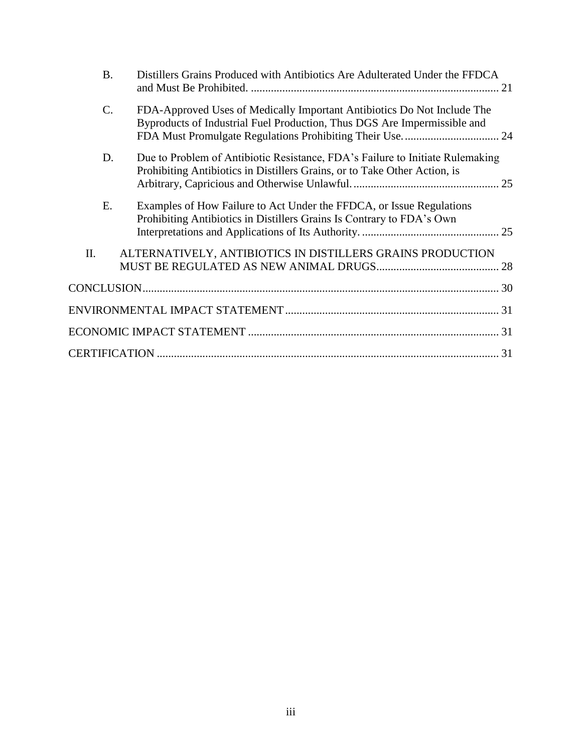B. Distillers Grains Produced with Antibiotics Are Adulterated Under the FFDCA and Must Be Prohibited. ....... 21

C. FDA-Approved Uses of Medically Important Antibiotics Do Not Include The Byproducts of Industrial Fuel Production, Thus DGS Are Impermissible and FDA Must Promulgate Regulations Prohibiting Their Use. ....... 24

D. Due to Problem of Antibiotic Resistance, FDA's Failure to Initiate Rulemaking Prohibiting Antibiotics in Distillers Grains, or to Take Other Action, is Arbitrary, Capricious and Otherwise Unlawful. ....... 25

E. Examples of How Failure to Act Under the FFDCA, or Issue Regulations Prohibiting Antibiotics in Distillers Grains Is Contrary to FDA's Own Interpretations and Applications of Its Authority. ....... 25

II. ALTERNATIVELY, ANTIBIOTICS IN DISTILLERS GRAINS PRODUCTION MUST BE REGULATED AS NEW ANIMAL DRUGS ....... 28

CONCLUSION ....... 30

ENVIRONMENTAL IMPACT STATEMENT ....... 31

ECONOMIC IMPACT STATEMENT ....... 31

CERTIFICATION ....... 31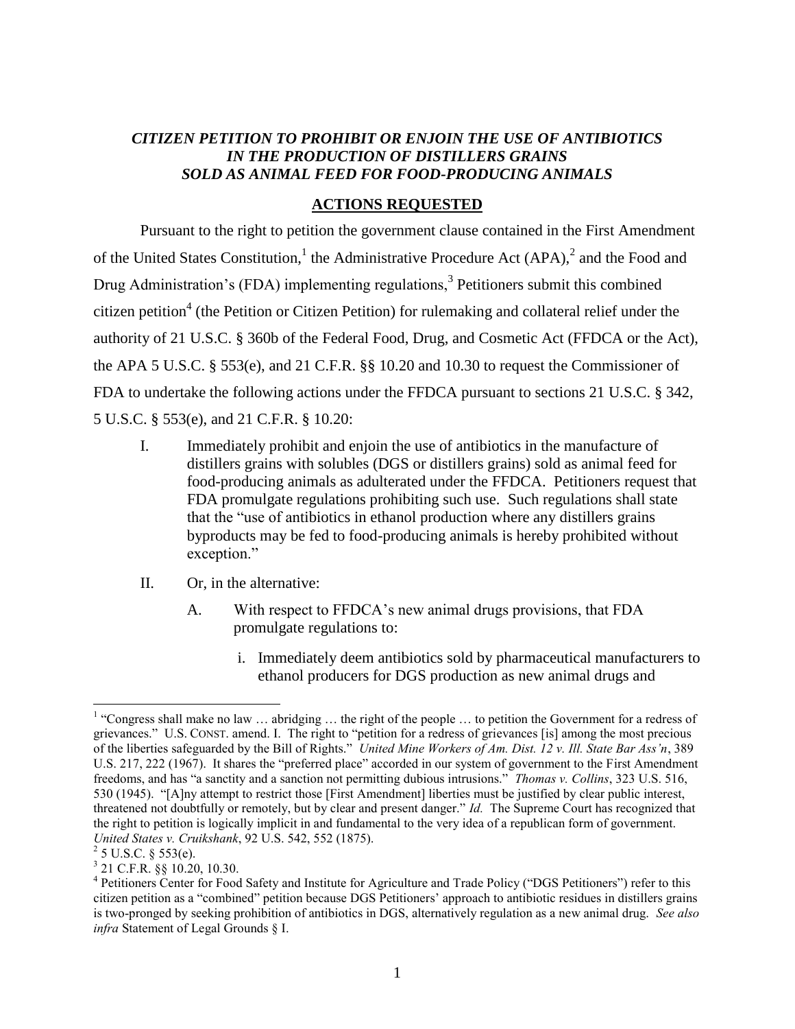***CITIZEN PETITION TO PROHIBIT OR ENJOIN THE USE OF ANTIBIOTICS IN THE PRODUCTION OF DISTILLERS GRAINS SOLD AS ANIMAL FEED FOR FOOD-PRODUCING ANIMALS***

## ACTIONS REQUESTED

Pursuant to the right to petition the government clause contained in the First Amendment of the United States Constitution,[1] the Administrative Procedure Act (APA),[2] and the Food and Drug Administration's (FDA) implementing regulations,[3] Petitioners submit this combined citizen petition[4] (the Petition or Citizen Petition) for rulemaking and collateral relief under the authority of 21 U.S.C. § 360b of the Federal Food, Drug, and Cosmetic Act (FFDCA or the Act), the APA 5 U.S.C. § 553(e), and 21 C.F.R. §§ 10.20 and 10.30 to request the Commissioner of FDA to undertake the following actions under the FFDCA pursuant to sections 21 U.S.C. § 342, 5 U.S.C. § 553(e), and 21 C.F.R. § 10.20:

I. Immediately prohibit and enjoin the use of antibiotics in the manufacture of distillers grains with solubles (DGS or distillers grains) sold as animal feed for food-producing animals as adulterated under the FFDCA. Petitioners request that FDA promulgate regulations prohibiting such use. Such regulations shall state that the "use of antibiotics in ethanol production where any distillers grains byproducts may be fed to food-producing animals is hereby prohibited without exception."

II. Or, in the alternative:

   A. With respect to FFDCA's new animal drugs provisions, that FDA promulgate regulations to:

      i. Immediately deem antibiotics sold by pharmaceutical manufacturers to ethanol producers for DGS production as new animal drugs and

---

[1] "Congress shall make no law … abridging … the right of the people … to petition the Government for a redress of grievances." U.S. CONST. amend. I. The right to "petition for a redress of grievances [is] among the most precious of the liberties safeguarded by the Bill of Rights." *United Mine Workers of Am. Dist. 12 v. Ill. State Bar Ass'n*, 389 U.S. 217, 222 (1967). It shares the "preferred place" accorded in our system of government to the First Amendment freedoms, and has "a sanctity and a sanction not permitting dubious intrusions." *Thomas v. Collins*, 323 U.S. 516, 530 (1945). "[A]ny attempt to restrict those [First Amendment] liberties must be justified by clear public interest, threatened not doubtfully or remotely, but by clear and present danger." *Id.* The Supreme Court has recognized that the right to petition is logically implicit in and fundamental to the very idea of a republican form of government. *United States v. Cruikshank*, 92 U.S. 542, 552 (1875).

[2] 5 U.S.C. § 553(e).

[3] 21 C.F.R. §§ 10.20, 10.30.

[4] Petitioners Center for Food Safety and Institute for Agriculture and Trade Policy ("DGS Petitioners") refer to this citizen petition as a "combined" petition because DGS Petitioners' approach to antibiotic residues in distillers grains is two-pronged by seeking prohibition of antibiotics in DGS, alternatively regulation as a new animal drug. *See also infra* Statement of Legal Grounds § I.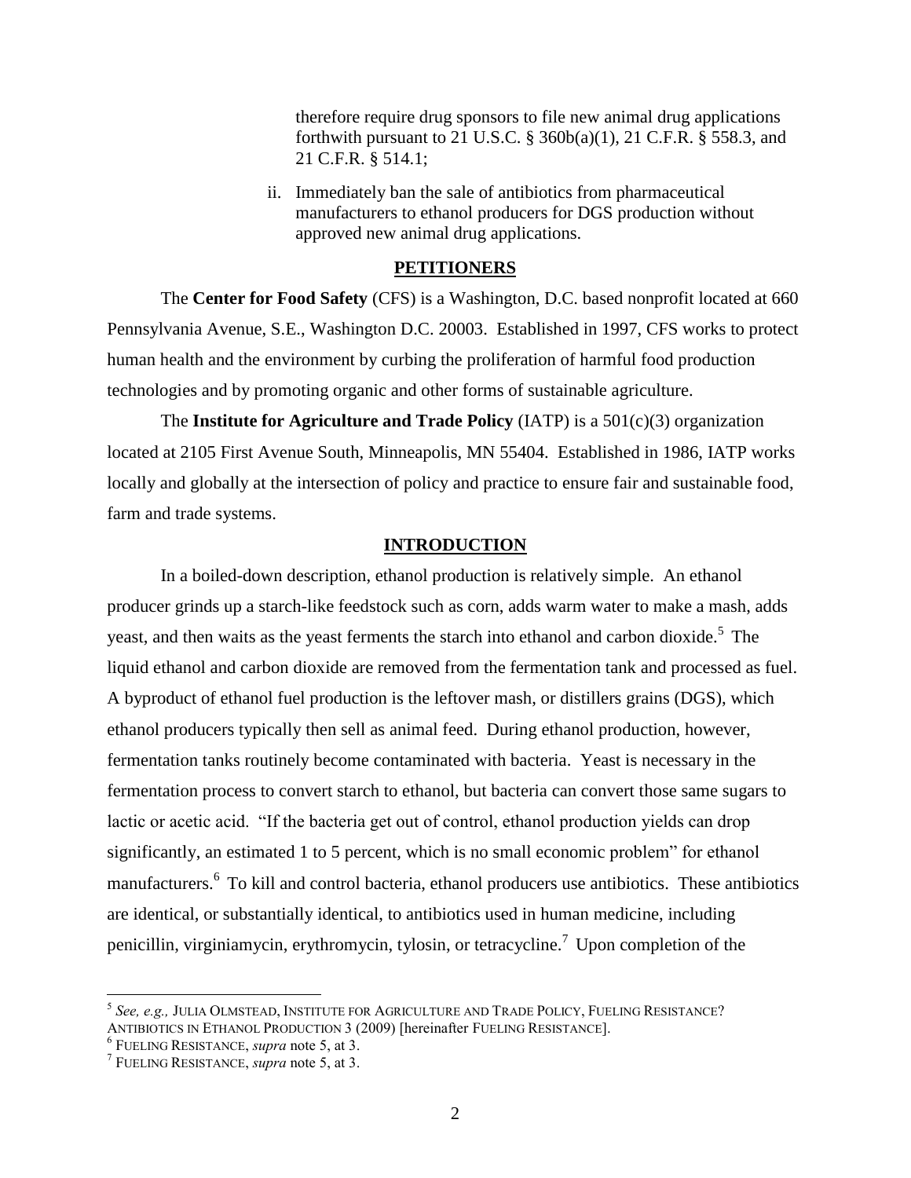therefore require drug sponsors to file new animal drug applications forthwith pursuant to 21 U.S.C. § 360b(a)(1), 21 C.F.R. § 558.3, and 21 C.F.R. § 514.1;

ii. Immediately ban the sale of antibiotics from pharmaceutical manufacturers to ethanol producers for DGS production without approved new animal drug applications.

## PETITIONERS

The **Center for Food Safety** (CFS) is a Washington, D.C. based nonprofit located at 660 Pennsylvania Avenue, S.E., Washington D.C. 20003. Established in 1997, CFS works to protect human health and the environment by curbing the proliferation of harmful food production technologies and by promoting organic and other forms of sustainable agriculture.

The **Institute for Agriculture and Trade Policy** (IATP) is a 501(c)(3) organization located at 2105 First Avenue South, Minneapolis, MN 55404. Established in 1986, IATP works locally and globally at the intersection of policy and practice to ensure fair and sustainable food, farm and trade systems.

## INTRODUCTION

In a boiled-down description, ethanol production is relatively simple. An ethanol producer grinds up a starch-like feedstock such as corn, adds warm water to make a mash, adds yeast, and then waits as the yeast ferments the starch into ethanol and carbon dioxide.[5] The liquid ethanol and carbon dioxide are removed from the fermentation tank and processed as fuel. A byproduct of ethanol fuel production is the leftover mash, or distillers grains (DGS), which ethanol producers typically then sell as animal feed. During ethanol production, however, fermentation tanks routinely become contaminated with bacteria. Yeast is necessary in the fermentation process to convert starch to ethanol, but bacteria can convert those same sugars to lactic or acetic acid. "If the bacteria get out of control, ethanol production yields can drop significantly, an estimated 1 to 5 percent, which is no small economic problem" for ethanol manufacturers.[6] To kill and control bacteria, ethanol producers use antibiotics. These antibiotics are identical, or substantially identical, to antibiotics used in human medicine, including penicillin, virginiamycin, erythromycin, tylosin, or tetracycline.[7] Upon completion of the

---

[5] *See, e.g.,* JULIA OLMSTEAD, INSTITUTE FOR AGRICULTURE AND TRADE POLICY, FUELING RESISTANCE? ANTIBIOTICS IN ETHANOL PRODUCTION 3 (2009) [hereinafter FUELING RESISTANCE].

[6] FUELING RESISTANCE, *supra* note 5, at 3.

[7] FUELING RESISTANCE, *supra* note 5, at 3.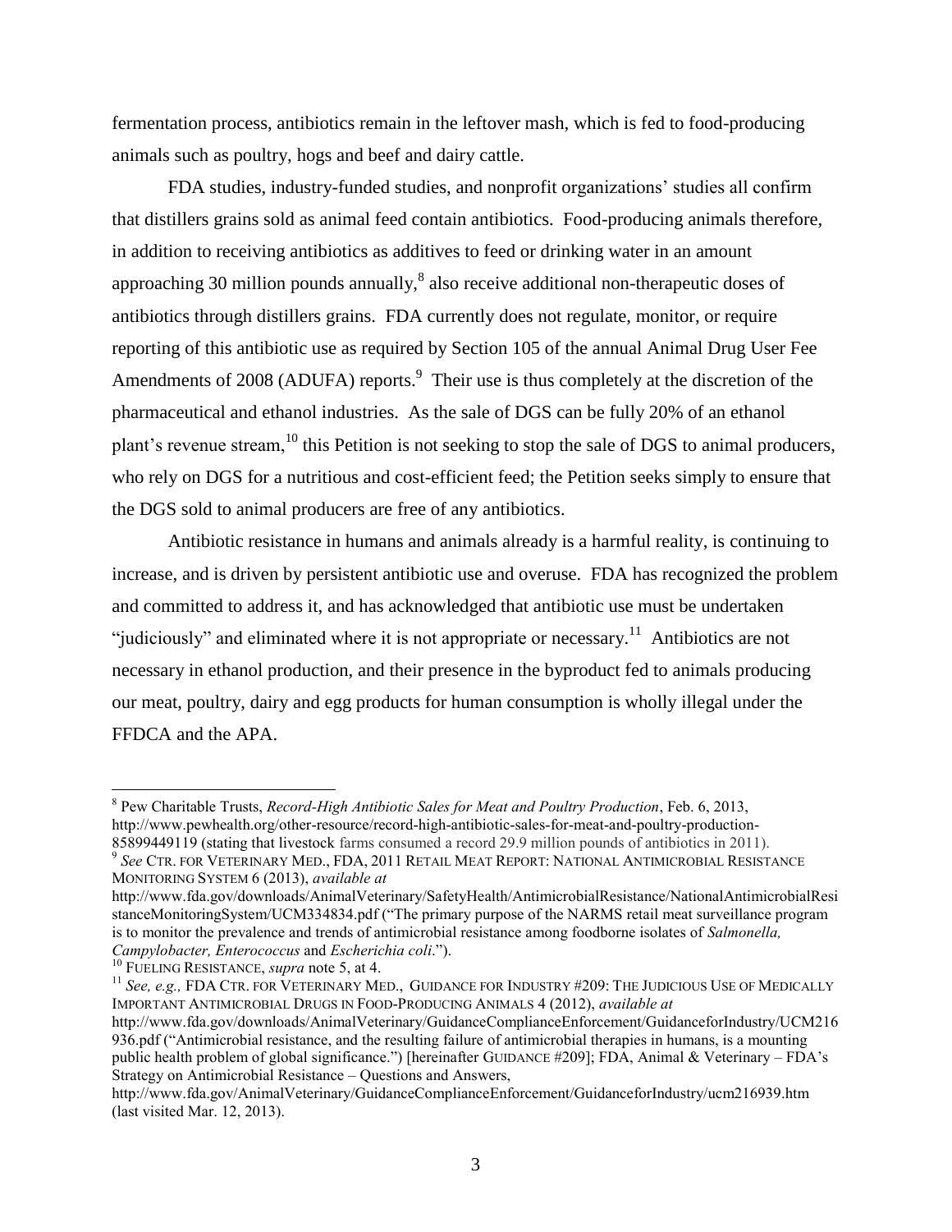fermentation process, antibiotics remain in the leftover mash, which is fed to food-producing animals such as poultry, hogs and beef and dairy cattle.

FDA studies, industry-funded studies, and nonprofit organizations' studies all confirm that distillers grains sold as animal feed contain antibiotics. Food-producing animals therefore, in addition to receiving antibiotics as additives to feed or drinking water in an amount approaching 30 million pounds annually,[8] also receive additional non-therapeutic doses of antibiotics through distillers grains. FDA currently does not regulate, monitor, or require reporting of this antibiotic use as required by Section 105 of the annual Animal Drug User Fee Amendments of 2008 (ADUFA) reports.[9] Their use is thus completely at the discretion of the pharmaceutical and ethanol industries. As the sale of DGS can be fully 20% of an ethanol plant's revenue stream,[10] this Petition is not seeking to stop the sale of DGS to animal producers, who rely on DGS for a nutritious and cost-efficient feed; the Petition seeks simply to ensure that the DGS sold to animal producers are free of any antibiotics.

Antibiotic resistance in humans and animals already is a harmful reality, is continuing to increase, and is driven by persistent antibiotic use and overuse. FDA has recognized the problem and committed to address it, and has acknowledged that antibiotic use must be undertaken "judiciously" and eliminated where it is not appropriate or necessary.[11] Antibiotics are not necessary in ethanol production, and their presence in the byproduct fed to animals producing our meat, poultry, dairy and egg products for human consumption is wholly illegal under the FFDCA and the APA.

---

[8] Pew Charitable Trusts, *Record-High Antibiotic Sales for Meat and Poultry Production*, Feb. 6, 2013, http://www.pewhealth.org/other-resource/record-high-antibiotic-sales-for-meat-and-poultry-production-85899449119 (stating that livestock farms consumed a record 29.9 million pounds of antibiotics in 2011).

[9] *See* CTR. FOR VETERINARY MED., FDA, 2011 RETAIL MEAT REPORT: NATIONAL ANTIMICROBIAL RESISTANCE MONITORING SYSTEM 6 (2013), *available at* http://www.fda.gov/downloads/AnimalVeterinary/SafetyHealth/AntimicrobialResistance/NationalAntimicrobialResistanceMonitoringSystem/UCM334834.pdf ("The primary purpose of the NARMS retail meat surveillance program is to monitor the prevalence and trends of antimicrobial resistance among foodborne isolates of *Salmonella, Campylobacter, Enterococcus* and *Escherichia coli*.").

[10] FUELING RESISTANCE, *supra* note 5, at 4.

[11] *See, e.g.,* FDA CTR. FOR VETERINARY MED., GUIDANCE FOR INDUSTRY #209: THE JUDICIOUS USE OF MEDICALLY IMPORTANT ANTIMICROBIAL DRUGS IN FOOD-PRODUCING ANIMALS 4 (2012), *available at* http://www.fda.gov/downloads/AnimalVeterinary/GuidanceComplianceEnforcement/GuidanceforIndustry/UCM216936.pdf ("Antimicrobial resistance, and the resulting failure of antimicrobial therapies in humans, is a mounting public health problem of global significance.") [hereinafter GUIDANCE #209]; FDA, Animal & Veterinary – FDA's Strategy on Antimicrobial Resistance – Questions and Answers, http://www.fda.gov/AnimalVeterinary/GuidanceComplianceEnforcement/GuidanceforIndustry/ucm216939.htm (last visited Mar. 12, 2013).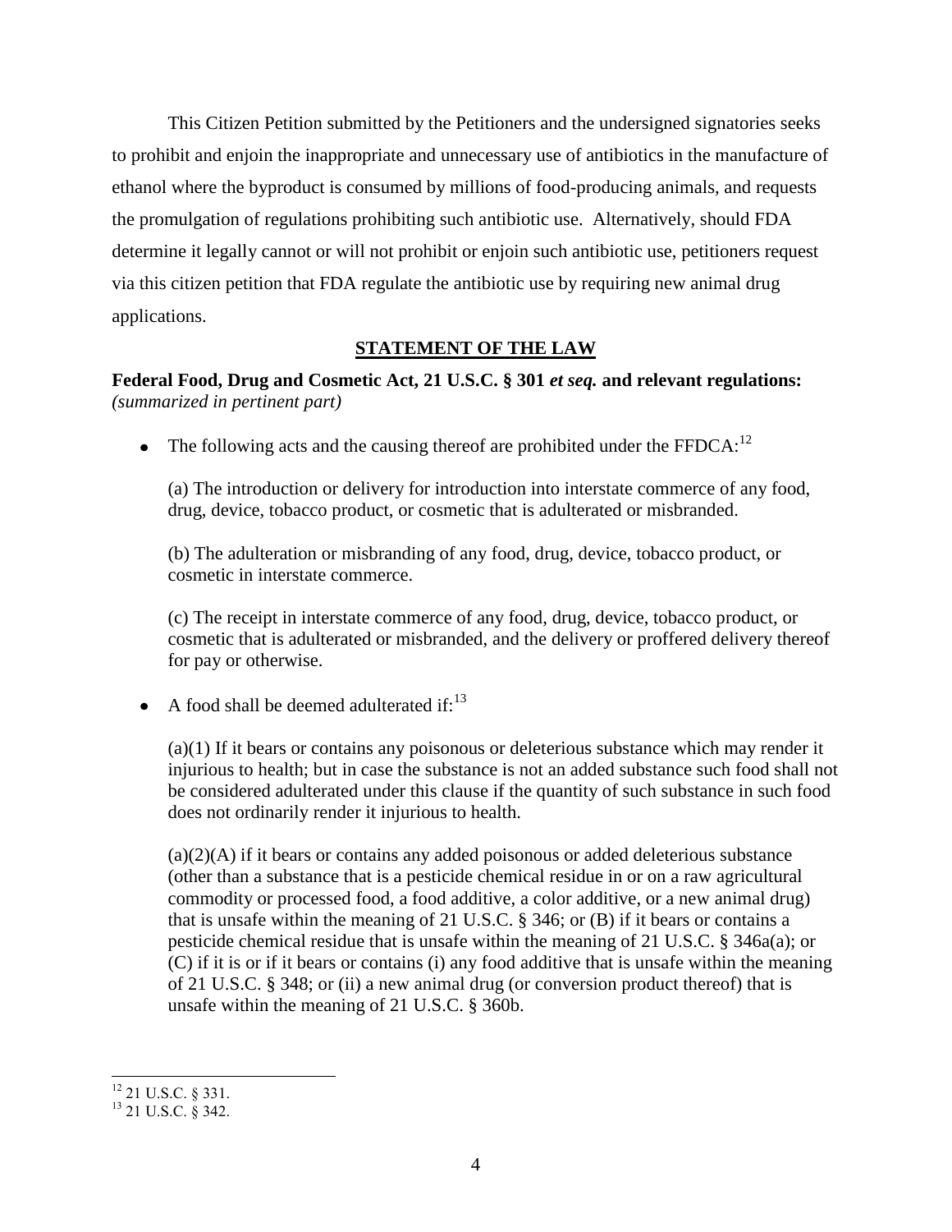This Citizen Petition submitted by the Petitioners and the undersigned signatories seeks to prohibit and enjoin the inappropriate and unnecessary use of antibiotics in the manufacture of ethanol where the byproduct is consumed by millions of food-producing animals, and requests the promulgation of regulations prohibiting such antibiotic use. Alternatively, should FDA determine it legally cannot or will not prohibit or enjoin such antibiotic use, petitioners request via this citizen petition that FDA regulate the antibiotic use by requiring new animal drug applications.

## STATEMENT OF THE LAW

**Federal Food, Drug and Cosmetic Act, 21 U.S.C. § 301 *et seq.* and relevant regulations:** *(summarized in pertinent part)*

- The following acts and the causing thereof are prohibited under the FFDCA:[12]

  (a) The introduction or delivery for introduction into interstate commerce of any food, drug, device, tobacco product, or cosmetic that is adulterated or misbranded.

  (b) The adulteration or misbranding of any food, drug, device, tobacco product, or cosmetic in interstate commerce.

  (c) The receipt in interstate commerce of any food, drug, device, tobacco product, or cosmetic that is adulterated or misbranded, and the delivery or proffered delivery thereof for pay or otherwise.

- A food shall be deemed adulterated if:[13]

  (a)(1) If it bears or contains any poisonous or deleterious substance which may render it injurious to health; but in case the substance is not an added substance such food shall not be considered adulterated under this clause if the quantity of such substance in such food does not ordinarily render it injurious to health.

  (a)(2)(A) if it bears or contains any added poisonous or added deleterious substance (other than a substance that is a pesticide chemical residue in or on a raw agricultural commodity or processed food, a food additive, a color additive, or a new animal drug) that is unsafe within the meaning of 21 U.S.C. § 346; or (B) if it bears or contains a pesticide chemical residue that is unsafe within the meaning of 21 U.S.C. § 346a(a); or (C) if it is or if it bears or contains (i) any food additive that is unsafe within the meaning of 21 U.S.C. § 348; or (ii) a new animal drug (or conversion product thereof) that is unsafe within the meaning of 21 U.S.C. § 360b.

[12] 21 U.S.C. § 331.

[13] 21 U.S.C. § 342.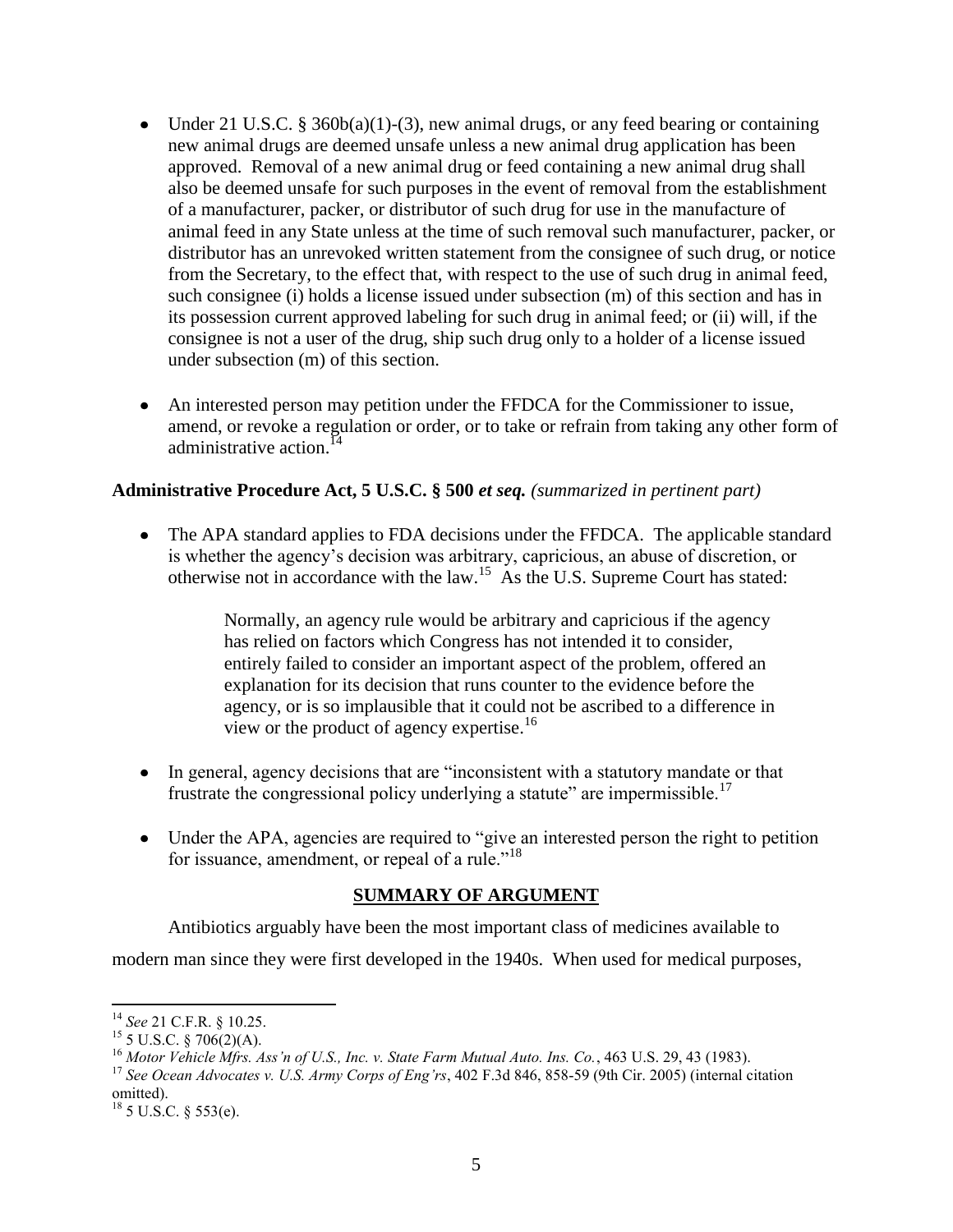- Under 21 U.S.C. § 360b(a)(1)-(3), new animal drugs, or any feed bearing or containing new animal drugs are deemed unsafe unless a new animal drug application has been approved. Removal of a new animal drug or feed containing a new animal drug shall also be deemed unsafe for such purposes in the event of removal from the establishment of a manufacturer, packer, or distributor of such drug for use in the manufacture of animal feed in any State unless at the time of such removal such manufacturer, packer, or distributor has an unrevoked written statement from the consignee of such drug, or notice from the Secretary, to the effect that, with respect to the use of such drug in animal feed, such consignee (i) holds a license issued under subsection (m) of this section and has in its possession current approved labeling for such drug in animal feed; or (ii) will, if the consignee is not a user of the drug, ship such drug only to a holder of a license issued under subsection (m) of this section.

- An interested person may petition under the FFDCA for the Commissioner to issue, amend, or revoke a regulation or order, or to take or refrain from taking any other form of administrative action.[14]

**Administrative Procedure Act, 5 U.S.C. § 500 *et seq.*** *(summarized in pertinent part)*

- The APA standard applies to FDA decisions under the FFDCA. The applicable standard is whether the agency's decision was arbitrary, capricious, an abuse of discretion, or otherwise not in accordance with the law.[15] As the U.S. Supreme Court has stated:

> Normally, an agency rule would be arbitrary and capricious if the agency has relied on factors which Congress has not intended it to consider, entirely failed to consider an important aspect of the problem, offered an explanation for its decision that runs counter to the evidence before the agency, or is so implausible that it could not be ascribed to a difference in view or the product of agency expertise.[16]

- In general, agency decisions that are "inconsistent with a statutory mandate or that frustrate the congressional policy underlying a statute" are impermissible.[17]

- Under the APA, agencies are required to "give an interested person the right to petition for issuance, amendment, or repeal of a rule."[18]

## SUMMARY OF ARGUMENT

Antibiotics arguably have been the most important class of medicines available to modern man since they were first developed in the 1940s. When used for medical purposes,

---

[14] *See* 21 C.F.R. § 10.25.

[15] 5 U.S.C. § 706(2)(A).

[16] *Motor Vehicle Mfrs. Ass'n of U.S., Inc. v. State Farm Mutual Auto. Ins. Co.*, 463 U.S. 29, 43 (1983).

[17] *See Ocean Advocates v. U.S. Army Corps of Eng'rs*, 402 F.3d 846, 858-59 (9th Cir. 2005) (internal citation omitted).

[18] 5 U.S.C. § 553(e).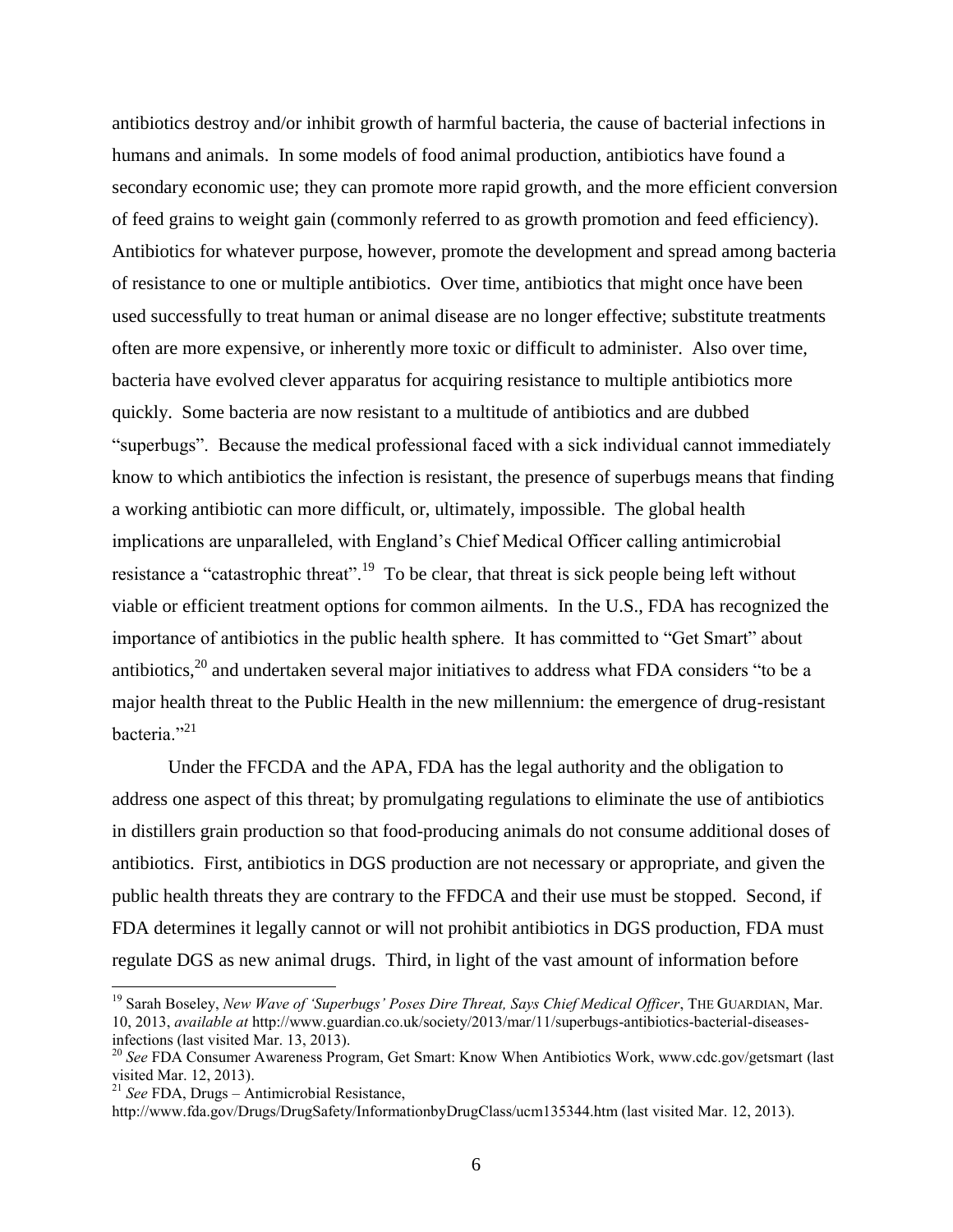antibiotics destroy and/or inhibit growth of harmful bacteria, the cause of bacterial infections in humans and animals. In some models of food animal production, antibiotics have found a secondary economic use; they can promote more rapid growth, and the more efficient conversion of feed grains to weight gain (commonly referred to as growth promotion and feed efficiency). Antibiotics for whatever purpose, however, promote the development and spread among bacteria of resistance to one or multiple antibiotics. Over time, antibiotics that might once have been used successfully to treat human or animal disease are no longer effective; substitute treatments often are more expensive, or inherently more toxic or difficult to administer. Also over time, bacteria have evolved clever apparatus for acquiring resistance to multiple antibiotics more quickly. Some bacteria are now resistant to a multitude of antibiotics and are dubbed "superbugs". Because the medical professional faced with a sick individual cannot immediately know to which antibiotics the infection is resistant, the presence of superbugs means that finding a working antibiotic can more difficult, or, ultimately, impossible. The global health implications are unparalleled, with England's Chief Medical Officer calling antimicrobial resistance a "catastrophic threat".[19] To be clear, that threat is sick people being left without viable or efficient treatment options for common ailments. In the U.S., FDA has recognized the importance of antibiotics in the public health sphere. It has committed to "Get Smart" about antibiotics,[20] and undertaken several major initiatives to address what FDA considers "to be a major health threat to the Public Health in the new millennium: the emergence of drug-resistant bacteria."[21]

Under the FFCDA and the APA, FDA has the legal authority and the obligation to address one aspect of this threat; by promulgating regulations to eliminate the use of antibiotics in distillers grain production so that food-producing animals do not consume additional doses of antibiotics. First, antibiotics in DGS production are not necessary or appropriate, and given the public health threats they are contrary to the FFDCA and their use must be stopped. Second, if FDA determines it legally cannot or will not prohibit antibiotics in DGS production, FDA must regulate DGS as new animal drugs. Third, in light of the vast amount of information before

---

[19] Sarah Boseley, *New Wave of 'Superbugs' Poses Dire Threat, Says Chief Medical Officer*, THE GUARDIAN, Mar. 10, 2013, *available at* http://www.guardian.co.uk/society/2013/mar/11/superbugs-antibiotics-bacterial-diseases-infections (last visited Mar. 13, 2013).

[20] *See* FDA Consumer Awareness Program, Get Smart: Know When Antibiotics Work, www.cdc.gov/getsmart (last visited Mar. 12, 2013).

[21] *See* FDA, Drugs – Antimicrobial Resistance, http://www.fda.gov/Drugs/DrugSafety/InformationbyDrugClass/ucm135344.htm (last visited Mar. 12, 2013).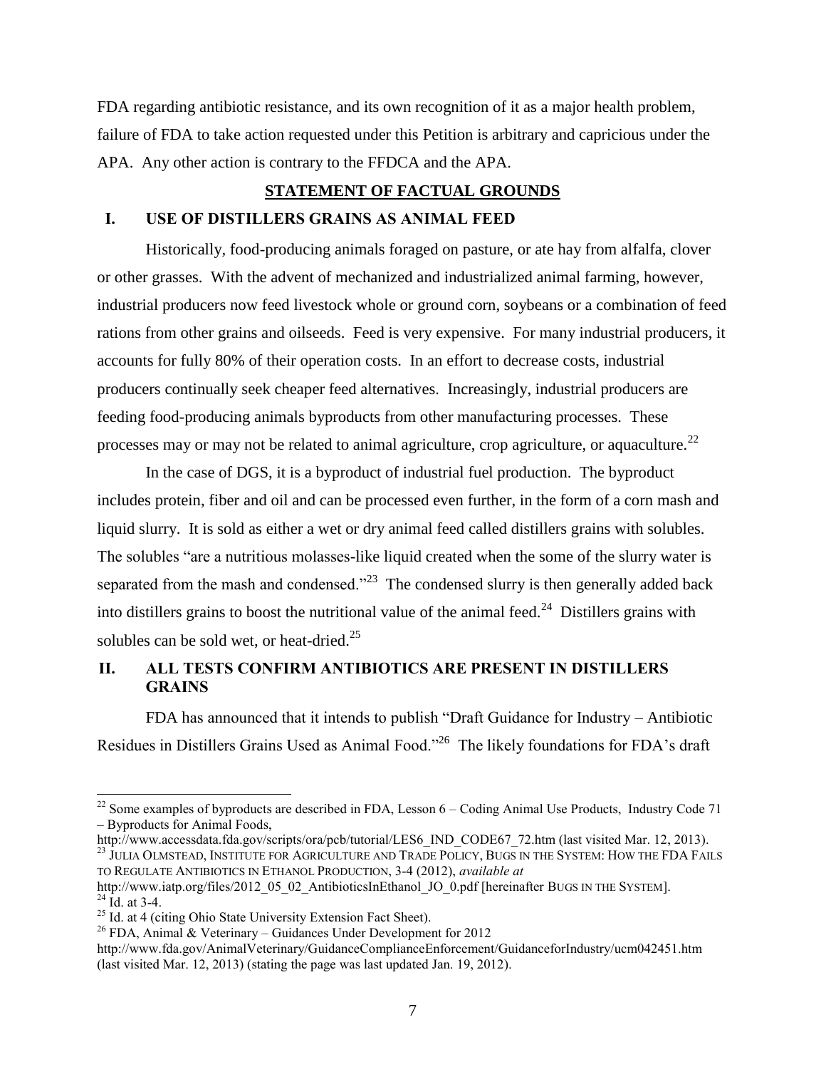FDA regarding antibiotic resistance, and its own recognition of it as a major health problem, failure of FDA to take action requested under this Petition is arbitrary and capricious under the APA. Any other action is contrary to the FFDCA and the APA.

## STATEMENT OF FACTUAL GROUNDS

### I. USE OF DISTILLERS GRAINS AS ANIMAL FEED

Historically, food-producing animals foraged on pasture, or ate hay from alfalfa, clover or other grasses. With the advent of mechanized and industrialized animal farming, however, industrial producers now feed livestock whole or ground corn, soybeans or a combination of feed rations from other grains and oilseeds. Feed is very expensive. For many industrial producers, it accounts for fully 80% of their operation costs. In an effort to decrease costs, industrial producers continually seek cheaper feed alternatives. Increasingly, industrial producers are feeding food-producing animals byproducts from other manufacturing processes. These processes may or may not be related to animal agriculture, crop agriculture, or aquaculture.[22]

In the case of DGS, it is a byproduct of industrial fuel production. The byproduct includes protein, fiber and oil and can be processed even further, in the form of a corn mash and liquid slurry. It is sold as either a wet or dry animal feed called distillers grains with solubles. The solubles "are a nutritious molasses-like liquid created when the some of the slurry water is separated from the mash and condensed."[23] The condensed slurry is then generally added back into distillers grains to boost the nutritional value of the animal feed.[24] Distillers grains with solubles can be sold wet, or heat-dried.[25]

### II. ALL TESTS CONFIRM ANTIBIOTICS ARE PRESENT IN DISTILLERS GRAINS

FDA has announced that it intends to publish "Draft Guidance for Industry – Antibiotic Residues in Distillers Grains Used as Animal Food."[26] The likely foundations for FDA's draft

---

[22] Some examples of byproducts are described in FDA, Lesson 6 – Coding Animal Use Products, Industry Code 71 – Byproducts for Animal Foods, http://www.accessdata.fda.gov/scripts/ora/pcb/tutorial/LES6_IND_CODE67_72.htm (last visited Mar. 12, 2013).

[23] JULIA OLMSTEAD, INSTITUTE FOR AGRICULTURE AND TRADE POLICY, BUGS IN THE SYSTEM: HOW THE FDA FAILS TO REGULATE ANTIBIOTICS IN ETHANOL PRODUCTION, 3-4 (2012), *available at* http://www.iatp.org/files/2012_05_02_AntibioticsInEthanol_JO_0.pdf [hereinafter BUGS IN THE SYSTEM].

[24] Id. at 3-4.

[25] Id. at 4 (citing Ohio State University Extension Fact Sheet).

[26] FDA, Animal & Veterinary – Guidances Under Development for 2012 http://www.fda.gov/AnimalVeterinary/GuidanceComplianceEnforcement/GuidanceforIndustry/ucm042451.htm (last visited Mar. 12, 2013) (stating the page was last updated Jan. 19, 2012).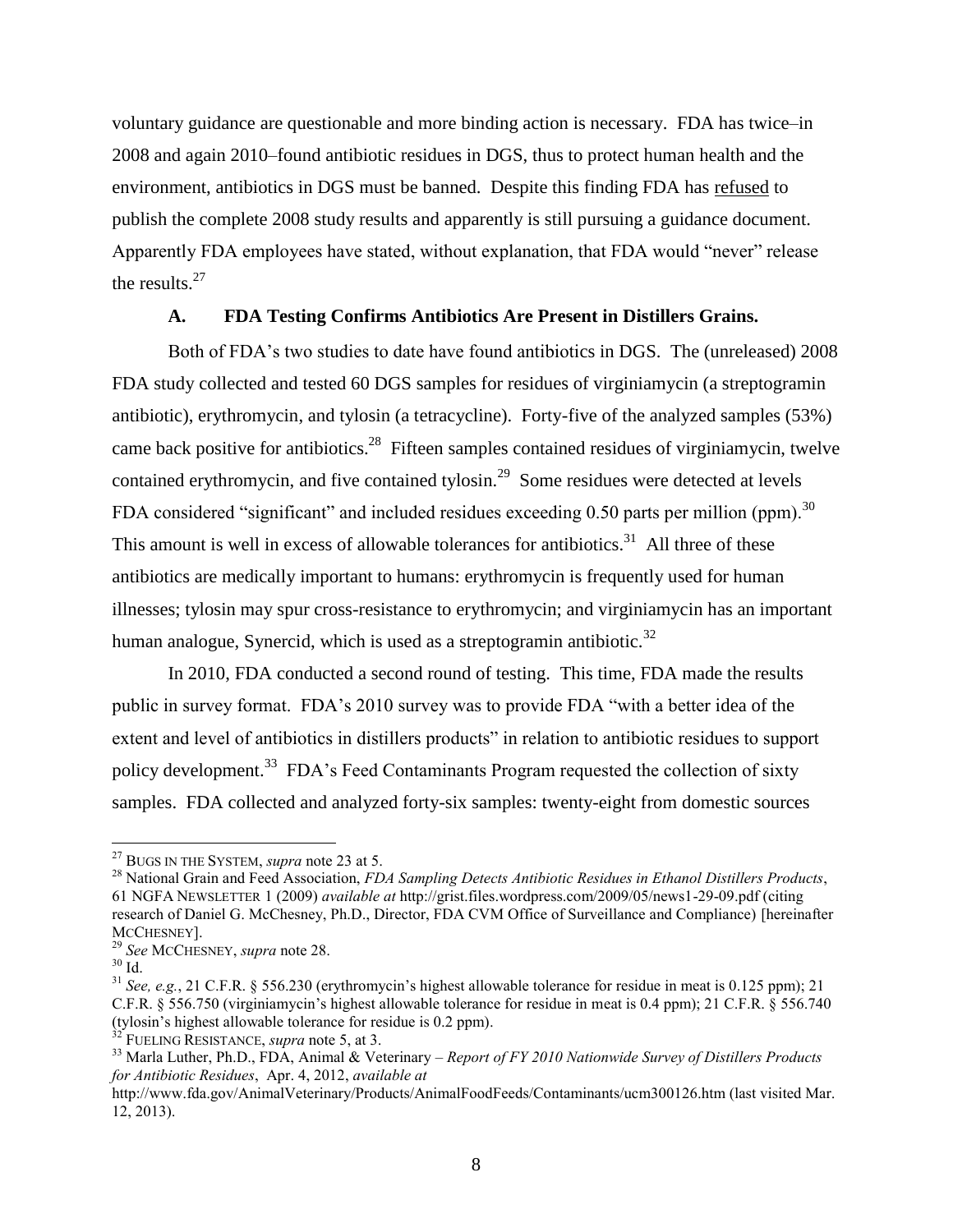voluntary guidance are questionable and more binding action is necessary. FDA has twice–in 2008 and again 2010–found antibiotic residues in DGS, thus to protect human health and the environment, antibiotics in DGS must be banned. Despite this finding FDA has refused to publish the complete 2008 study results and apparently is still pursuing a guidance document. Apparently FDA employees have stated, without explanation, that FDA would "never" release the results.[27]

### A. FDA Testing Confirms Antibiotics Are Present in Distillers Grains.

Both of FDA's two studies to date have found antibiotics in DGS. The (unreleased) 2008 FDA study collected and tested 60 DGS samples for residues of virginiamycin (a streptogramin antibiotic), erythromycin, and tylosin (a tetracycline). Forty-five of the analyzed samples (53%) came back positive for antibiotics.[28] Fifteen samples contained residues of virginiamycin, twelve contained erythromycin, and five contained tylosin.[29] Some residues were detected at levels FDA considered "significant" and included residues exceeding 0.50 parts per million (ppm).[30] This amount is well in excess of allowable tolerances for antibiotics.[31] All three of these antibiotics are medically important to humans: erythromycin is frequently used for human illnesses; tylosin may spur cross-resistance to erythromycin; and virginiamycin has an important human analogue, Synercid, which is used as a streptogramin antibiotic.[32]

In 2010, FDA conducted a second round of testing. This time, FDA made the results public in survey format. FDA's 2010 survey was to provide FDA "with a better idea of the extent and level of antibiotics in distillers products" in relation to antibiotic residues to support policy development.[33] FDA's Feed Contaminants Program requested the collection of sixty samples. FDA collected and analyzed forty-six samples: twenty-eight from domestic sources

---

[27] BUGS IN THE SYSTEM, *supra* note 23 at 5.

[28] National Grain and Feed Association, *FDA Sampling Detects Antibiotic Residues in Ethanol Distillers Products*, 61 NGFA NEWSLETTER 1 (2009) *available at* http://grist.files.wordpress.com/2009/05/news1-29-09.pdf (citing research of Daniel G. McChesney, Ph.D., Director, FDA CVM Office of Surveillance and Compliance) [hereinafter MCCHESNEY].

[29] *See* MCCHESNEY, *supra* note 28.

[30] Id.

[31] *See, e.g.*, 21 C.F.R. § 556.230 (erythromycin's highest allowable tolerance for residue in meat is 0.125 ppm); 21 C.F.R. § 556.750 (virginiamycin's highest allowable tolerance for residue in meat is 0.4 ppm); 21 C.F.R. § 556.740 (tylosin's highest allowable tolerance for residue is 0.2 ppm).

[32] FUELING RESISTANCE, *supra* note 5, at 3.

[33] Marla Luther, Ph.D., FDA, Animal & Veterinary – *Report of FY 2010 Nationwide Survey of Distillers Products for Antibiotic Residues*, Apr. 4, 2012, *available at* http://www.fda.gov/AnimalVeterinary/Products/AnimalFoodFeeds/Contaminants/ucm300126.htm (last visited Mar. 12, 2013).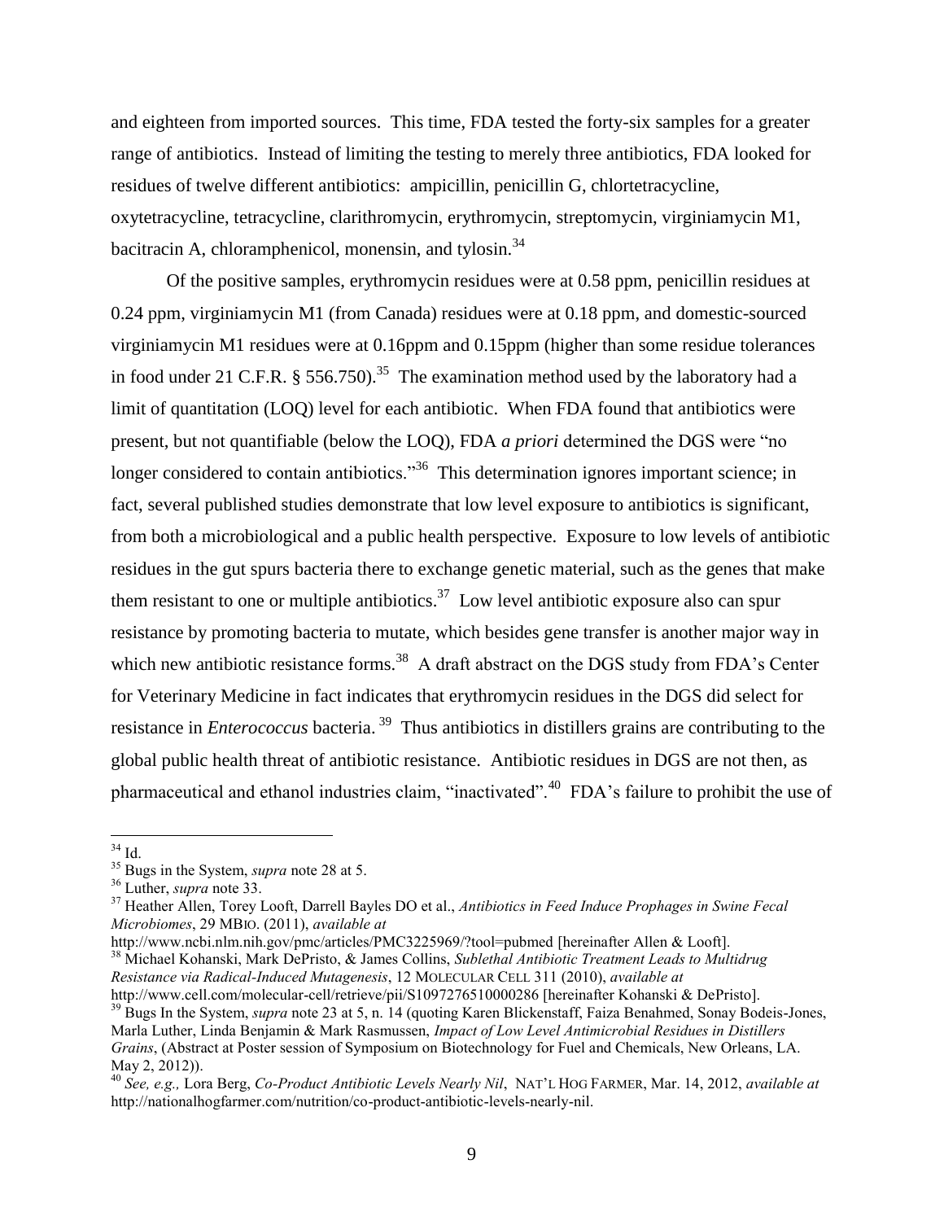and eighteen from imported sources. This time, FDA tested the forty-six samples for a greater range of antibiotics. Instead of limiting the testing to merely three antibiotics, FDA looked for residues of twelve different antibiotics: ampicillin, penicillin G, chlortetracycline, oxytetracycline, tetracycline, clarithromycin, erythromycin, streptomycin, virginiamycin M1, bacitracin A, chloramphenicol, monensin, and tylosin.[34]

Of the positive samples, erythromycin residues were at 0.58 ppm, penicillin residues at 0.24 ppm, virginiamycin M1 (from Canada) residues were at 0.18 ppm, and domestic-sourced virginiamycin M1 residues were at 0.16ppm and 0.15ppm (higher than some residue tolerances in food under 21 C.F.R. § 556.750).[35] The examination method used by the laboratory had a limit of quantitation (LOQ) level for each antibiotic. When FDA found that antibiotics were present, but not quantifiable (below the LOQ), FDA *a priori* determined the DGS were "no longer considered to contain antibiotics."[36] This determination ignores important science; in fact, several published studies demonstrate that low level exposure to antibiotics is significant, from both a microbiological and a public health perspective. Exposure to low levels of antibiotic residues in the gut spurs bacteria there to exchange genetic material, such as the genes that make them resistant to one or multiple antibiotics.[37] Low level antibiotic exposure also can spur resistance by promoting bacteria to mutate, which besides gene transfer is another major way in which new antibiotic resistance forms.[38] A draft abstract on the DGS study from FDA's Center for Veterinary Medicine in fact indicates that erythromycin residues in the DGS did select for resistance in *Enterococcus* bacteria.[39] Thus antibiotics in distillers grains are contributing to the global public health threat of antibiotic resistance. Antibiotic residues in DGS are not then, as pharmaceutical and ethanol industries claim, "inactivated".[40] FDA's failure to prohibit the use of

---

[34] Id.

[35] Bugs in the System, *supra* note 28 at 5.

[36] Luther, *supra* note 33.

[37] Heather Allen, Torey Looft, Darrell Bayles DO et al., *Antibiotics in Feed Induce Prophages in Swine Fecal Microbiomes*, 29 MBIO. (2011), *available at* http://www.ncbi.nlm.nih.gov/pmc/articles/PMC3225969/?tool=pubmed [hereinafter Allen & Looft].

[38] Michael Kohanski, Mark DePristo, & James Collins, *Sublethal Antibiotic Treatment Leads to Multidrug Resistance via Radical-Induced Mutagenesis*, 12 MOLECULAR CELL 311 (2010), *available at* http://www.cell.com/molecular-cell/retrieve/pii/S1097276510000286 [hereinafter Kohanski & DePristo].

[39] Bugs In the System, *supra* note 23 at 5, n. 14 (quoting Karen Blickenstaff, Faiza Benahmed, Sonay Bodeis-Jones, Marla Luther, Linda Benjamin & Mark Rasmussen, *Impact of Low Level Antimicrobial Residues in Distillers Grains*, (Abstract at Poster session of Symposium on Biotechnology for Fuel and Chemicals, New Orleans, LA. May 2, 2012)).

[40] *See, e.g.,* Lora Berg, *Co-Product Antibiotic Levels Nearly Nil*, NAT'L HOG FARMER, Mar. 14, 2012, *available at* http://nationalhogfarmer.com/nutrition/co-product-antibiotic-levels-nearly-nil.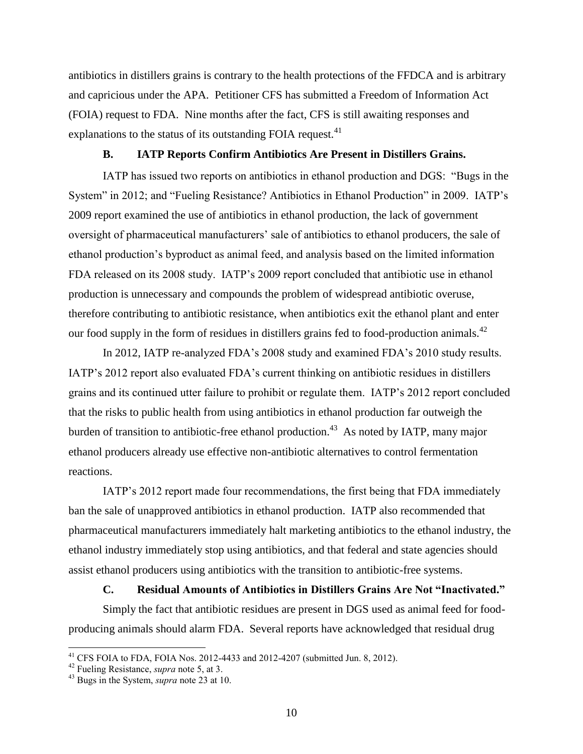antibiotics in distillers grains is contrary to the health protections of the FFDCA and is arbitrary and capricious under the APA. Petitioner CFS has submitted a Freedom of Information Act (FOIA) request to FDA. Nine months after the fact, CFS is still awaiting responses and explanations to the status of its outstanding FOIA request.[41]

### B. IATP Reports Confirm Antibiotics Are Present in Distillers Grains.

IATP has issued two reports on antibiotics in ethanol production and DGS: "Bugs in the System" in 2012; and "Fueling Resistance? Antibiotics in Ethanol Production" in 2009. IATP's 2009 report examined the use of antibiotics in ethanol production, the lack of government oversight of pharmaceutical manufacturers' sale of antibiotics to ethanol producers, the sale of ethanol production's byproduct as animal feed, and analysis based on the limited information FDA released on its 2008 study. IATP's 2009 report concluded that antibiotic use in ethanol production is unnecessary and compounds the problem of widespread antibiotic overuse, therefore contributing to antibiotic resistance, when antibiotics exit the ethanol plant and enter our food supply in the form of residues in distillers grains fed to food-production animals.[42]

In 2012, IATP re-analyzed FDA's 2008 study and examined FDA's 2010 study results. IATP's 2012 report also evaluated FDA's current thinking on antibiotic residues in distillers grains and its continued utter failure to prohibit or regulate them. IATP's 2012 report concluded that the risks to public health from using antibiotics in ethanol production far outweigh the burden of transition to antibiotic-free ethanol production.[43] As noted by IATP, many major ethanol producers already use effective non-antibiotic alternatives to control fermentation reactions.

IATP's 2012 report made four recommendations, the first being that FDA immediately ban the sale of unapproved antibiotics in ethanol production. IATP also recommended that pharmaceutical manufacturers immediately halt marketing antibiotics to the ethanol industry, the ethanol industry immediately stop using antibiotics, and that federal and state agencies should assist ethanol producers using antibiotics with the transition to antibiotic-free systems.

### C. Residual Amounts of Antibiotics in Distillers Grains Are Not "Inactivated."

Simply the fact that antibiotic residues are present in DGS used as animal feed for food-producing animals should alarm FDA. Several reports have acknowledged that residual drug

---

[41] CFS FOIA to FDA, FOIA Nos. 2012-4433 and 2012-4207 (submitted Jun. 8, 2012).

[42] Fueling Resistance, *supra* note 5, at 3.

[43] Bugs in the System, *supra* note 23 at 10.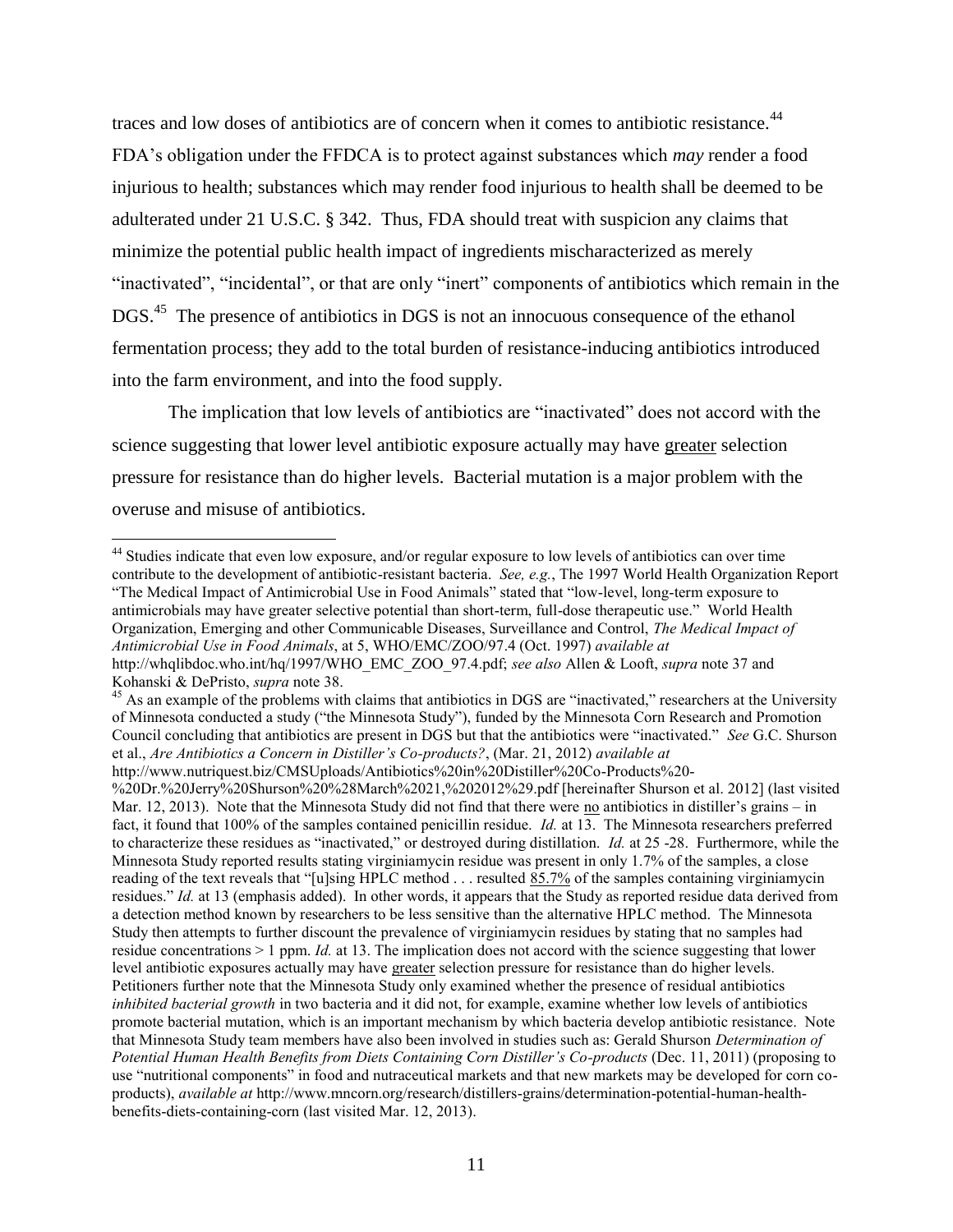traces and low doses of antibiotics are of concern when it comes to antibiotic resistance.[44] FDA's obligation under the FFDCA is to protect against substances which *may* render a food injurious to health; substances which may render food injurious to health shall be deemed to be adulterated under 21 U.S.C. § 342. Thus, FDA should treat with suspicion any claims that minimize the potential public health impact of ingredients mischaracterized as merely "inactivated", "incidental", or that are only "inert" components of antibiotics which remain in the DGS.[45] The presence of antibiotics in DGS is not an innocuous consequence of the ethanol fermentation process; they add to the total burden of resistance-inducing antibiotics introduced into the farm environment, and into the food supply.

The implication that low levels of antibiotics are "inactivated" does not accord with the science suggesting that lower level antibiotic exposure actually may have <u>greater</u> selection pressure for resistance than do higher levels. Bacterial mutation is a major problem with the overuse and misuse of antibiotics.

---

[44] Studies indicate that even low exposure, and/or regular exposure to low levels of antibiotics can over time contribute to the development of antibiotic-resistant bacteria. *See, e.g.*, The 1997 World Health Organization Report "The Medical Impact of Antimicrobial Use in Food Animals" stated that "low-level, long-term exposure to antimicrobials may have greater selective potential than short-term, full-dose therapeutic use." World Health Organization, Emerging and other Communicable Diseases, Surveillance and Control, *The Medical Impact of Antimicrobial Use in Food Animals*, at 5, WHO/EMC/ZOO/97.4 (Oct. 1997) *available at* http://whqlibdoc.who.int/hq/1997/WHO_EMC_ZOO_97.4.pdf; *see also* Allen & Looft, *supra* note 37 and Kohanski & DePristo, *supra* note 38.

[45] As an example of the problems with claims that antibiotics in DGS are "inactivated," researchers at the University of Minnesota conducted a study ("the Minnesota Study"), funded by the Minnesota Corn Research and Promotion Council concluding that antibiotics are present in DGS but that the antibiotics were "inactivated." *See* G.C. Shurson et al., *Are Antibiotics a Concern in Distiller's Co-products?*, (Mar. 21, 2012) *available at* http://www.nutriquest.biz/CMSUploads/Antibiotics%20in%20Distiller%20Co-Products%20-%20Dr.%20Jerry%20Shurson%20%28March%2021,%202012%29.pdf [hereinafter Shurson et al. 2012] (last visited Mar. 12, 2013). Note that the Minnesota Study did not find that there were <u>no</u> antibiotics in distiller's grains – in fact, it found that 100% of the samples contained penicillin residue. *Id.* at 13. The Minnesota researchers preferred to characterize these residues as "inactivated," or destroyed during distillation. *Id.* at 25 -28. Furthermore, while the Minnesota Study reported results stating virginiamycin residue was present in only 1.7% of the samples, a close reading of the text reveals that "[u]sing HPLC method . . . resulted <u>85.7%</u> of the samples containing virginiamycin residues." *Id.* at 13 (emphasis added). In other words, it appears that the Study as reported residue data derived from a detection method known by researchers to be less sensitive than the alternative HPLC method. The Minnesota Study then attempts to further discount the prevalence of virginiamycin residues by stating that no samples had residue concentrations > 1 ppm. *Id.* at 13. The implication does not accord with the science suggesting that lower level antibiotic exposures actually may have <u>greater</u> selection pressure for resistance than do higher levels. Petitioners further note that the Minnesota Study only examined whether the presence of residual antibiotics *inhibited bacterial growth* in two bacteria and it did not, for example, examine whether low levels of antibiotics promote bacterial mutation, which is an important mechanism by which bacteria develop antibiotic resistance. Note that Minnesota Study team members have also been involved in studies such as: Gerald Shurson *Determination of Potential Human Health Benefits from Diets Containing Corn Distiller's Co-products* (Dec. 11, 2011) (proposing to use "nutritional components" in food and nutraceutical markets and that new markets may be developed for corn co-products), *available at* http://www.mncorn.org/research/distillers-grains/determination-potential-human-health-benefits-diets-containing-corn (last visited Mar. 12, 2013).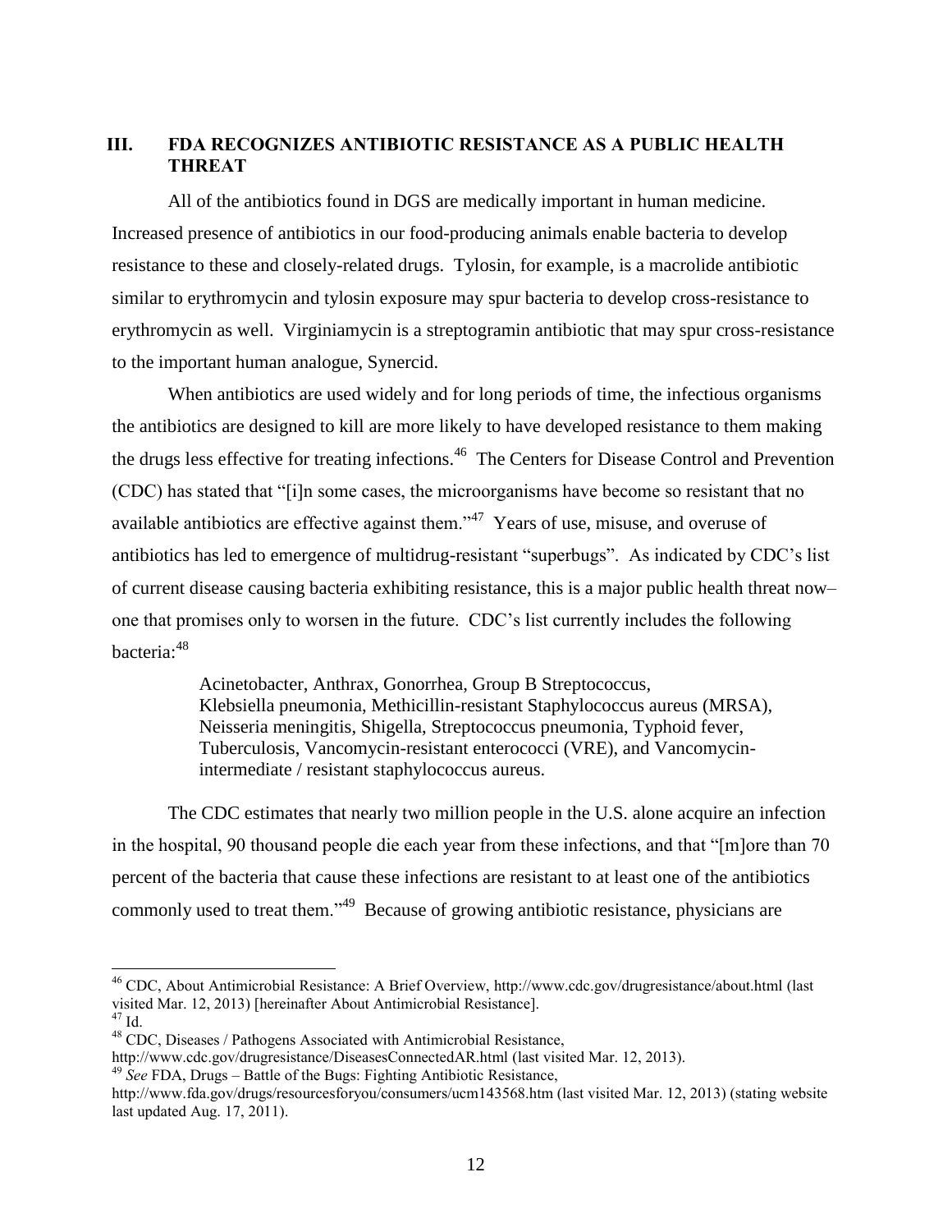## III. FDA RECOGNIZES ANTIBIOTIC RESISTANCE AS A PUBLIC HEALTH THREAT

All of the antibiotics found in DGS are medically important in human medicine. Increased presence of antibiotics in our food-producing animals enable bacteria to develop resistance to these and closely-related drugs. Tylosin, for example, is a macrolide antibiotic similar to erythromycin and tylosin exposure may spur bacteria to develop cross-resistance to erythromycin as well. Virginiamycin is a streptogramin antibiotic that may spur cross-resistance to the important human analogue, Synercid.

When antibiotics are used widely and for long periods of time, the infectious organisms the antibiotics are designed to kill are more likely to have developed resistance to them making the drugs less effective for treating infections.[46] The Centers for Disease Control and Prevention (CDC) has stated that "[i]n some cases, the microorganisms have become so resistant that no available antibiotics are effective against them."[47] Years of use, misuse, and overuse of antibiotics has led to emergence of multidrug-resistant "superbugs". As indicated by CDC's list of current disease causing bacteria exhibiting resistance, this is a major public health threat now– one that promises only to worsen in the future. CDC's list currently includes the following bacteria:[48]

> Acinetobacter, Anthrax, Gonorrhea, Group B Streptococcus, Klebsiella pneumonia, Methicillin-resistant Staphylococcus aureus (MRSA), Neisseria meningitis, Shigella, Streptococcus pneumonia, Typhoid fever, Tuberculosis, Vancomycin-resistant enterococci (VRE), and Vancomycin-intermediate / resistant staphylococcus aureus.

The CDC estimates that nearly two million people in the U.S. alone acquire an infection in the hospital, 90 thousand people die each year from these infections, and that "[m]ore than 70 percent of the bacteria that cause these infections are resistant to at least one of the antibiotics commonly used to treat them."[49] Because of growing antibiotic resistance, physicians are

---

[46] CDC, About Antimicrobial Resistance: A Brief Overview, http://www.cdc.gov/drugresistance/about.html (last visited Mar. 12, 2013) [hereinafter About Antimicrobial Resistance].

[47] Id.

[48] CDC, Diseases / Pathogens Associated with Antimicrobial Resistance, http://www.cdc.gov/drugresistance/DiseasesConnectedAR.html (last visited Mar. 12, 2013).

[49] *See* FDA, Drugs – Battle of the Bugs: Fighting Antibiotic Resistance, http://www.fda.gov/drugs/resourcesforyou/consumers/ucm143568.htm (last visited Mar. 12, 2013) (stating website last updated Aug. 17, 2011).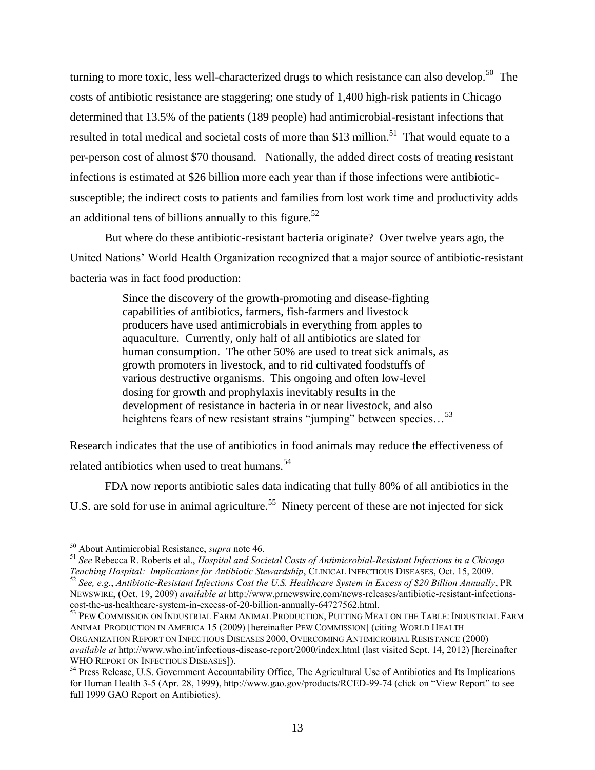turning to more toxic, less well-characterized drugs to which resistance can also develop.[50] The costs of antibiotic resistance are staggering; one study of 1,400 high-risk patients in Chicago determined that 13.5% of the patients (189 people) had antimicrobial-resistant infections that resulted in total medical and societal costs of more than $13 million.[51] That would equate to a per-person cost of almost $70 thousand. Nationally, the added direct costs of treating resistant infections is estimated at $26 billion more each year than if those infections were antibiotic-susceptible; the indirect costs to patients and families from lost work time and productivity adds an additional tens of billions annually to this figure.[52]

But where do these antibiotic-resistant bacteria originate? Over twelve years ago, the United Nations' World Health Organization recognized that a major source of antibiotic-resistant bacteria was in fact food production:

> Since the discovery of the growth-promoting and disease-fighting capabilities of antibiotics, farmers, fish-farmers and livestock producers have used antimicrobials in everything from apples to aquaculture. Currently, only half of all antibiotics are slated for human consumption. The other 50% are used to treat sick animals, as growth promoters in livestock, and to rid cultivated foodstuffs of various destructive organisms. This ongoing and often low-level dosing for growth and prophylaxis inevitably results in the development of resistance in bacteria in or near livestock, and also heightens fears of new resistant strains "jumping" between species…[53]

Research indicates that the use of antibiotics in food animals may reduce the effectiveness of related antibiotics when used to treat humans.[54]

FDA now reports antibiotic sales data indicating that fully 80% of all antibiotics in the U.S. are sold for use in animal agriculture.[55] Ninety percent of these are not injected for sick

---

[50] About Antimicrobial Resistance, *supra* note 46.

[51] *See* Rebecca R. Roberts et al., *Hospital and Societal Costs of Antimicrobial-Resistant Infections in a Chicago Teaching Hospital: Implications for Antibiotic Stewardship*, CLINICAL INFECTIOUS DISEASES, Oct. 15, 2009.

[52] *See, e.g.*, *Antibiotic-Resistant Infections Cost the U.S. Healthcare System in Excess of $20 Billion Annually*, PR NEWSWIRE, (Oct. 19, 2009) *available at* http://www.prnewswire.com/news-releases/antibiotic-resistant-infections-cost-the-us-healthcare-system-in-excess-of-20-billion-annually-64727562.html.

[53] PEW COMMISSION ON INDUSTRIAL FARM ANIMAL PRODUCTION, PUTTING MEAT ON THE TABLE: INDUSTRIAL FARM ANIMAL PRODUCTION IN AMERICA 15 (2009) [hereinafter PEW COMMISSION] (citing WORLD HEALTH ORGANIZATION REPORT ON INFECTIOUS DISEASES 2000, OVERCOMING ANTIMICROBIAL RESISTANCE (2000) *available at* http://www.who.int/infectious-disease-report/2000/index.html (last visited Sept. 14, 2012) [hereinafter WHO REPORT ON INFECTIOUS DISEASES]).

[54] Press Release, U.S. Government Accountability Office, The Agricultural Use of Antibiotics and Its Implications for Human Health 3-5 (Apr. 28, 1999), http://www.gao.gov/products/RCED-99-74 (click on "View Report" to see full 1999 GAO Report on Antibiotics).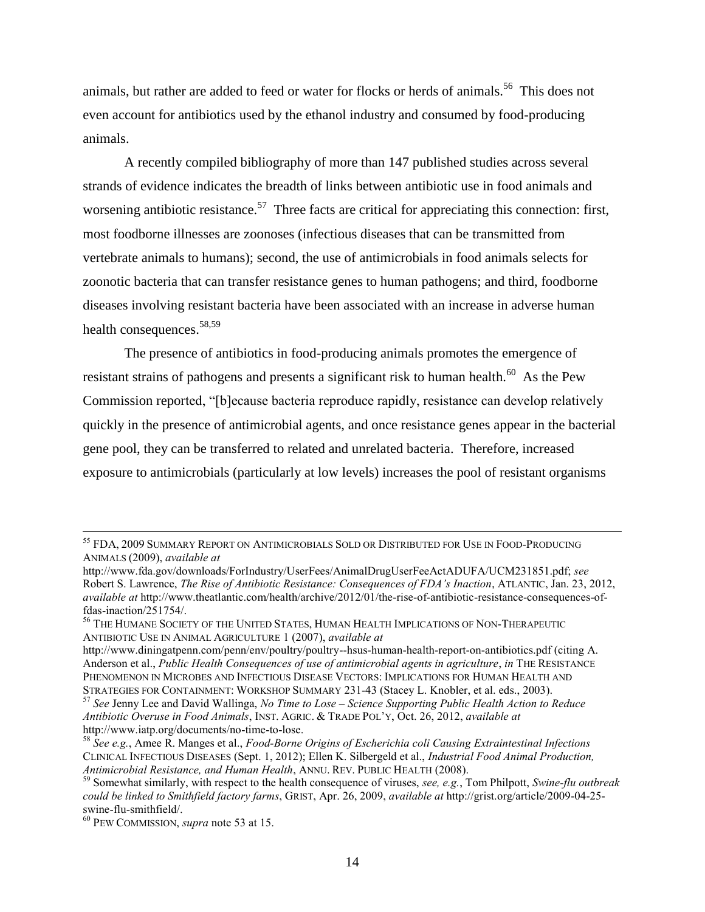animals, but rather are added to feed or water for flocks or herds of animals.[56] This does not even account for antibiotics used by the ethanol industry and consumed by food-producing animals.

A recently compiled bibliography of more than 147 published studies across several strands of evidence indicates the breadth of links between antibiotic use in food animals and worsening antibiotic resistance.[57] Three facts are critical for appreciating this connection: first, most foodborne illnesses are zoonoses (infectious diseases that can be transmitted from vertebrate animals to humans); second, the use of antimicrobials in food animals selects for zoonotic bacteria that can transfer resistance genes to human pathogens; and third, foodborne diseases involving resistant bacteria have been associated with an increase in adverse human health consequences.[58,59]

The presence of antibiotics in food-producing animals promotes the emergence of resistant strains of pathogens and presents a significant risk to human health.[60] As the Pew Commission reported, "[b]ecause bacteria reproduce rapidly, resistance can develop relatively quickly in the presence of antimicrobial agents, and once resistance genes appear in the bacterial gene pool, they can be transferred to related and unrelated bacteria. Therefore, increased exposure to antimicrobials (particularly at low levels) increases the pool of resistant organisms

---

[55] FDA, 2009 SUMMARY REPORT ON ANTIMICROBIALS SOLD OR DISTRIBUTED FOR USE IN FOOD-PRODUCING ANIMALS (2009), *available at* http://www.fda.gov/downloads/ForIndustry/UserFees/AnimalDrugUserFeeActADUFA/UCM231851.pdf; *see* Robert S. Lawrence, *The Rise of Antibiotic Resistance: Consequences of FDA's Inaction*, ATLANTIC, Jan. 23, 2012, *available at* http://www.theatlantic.com/health/archive/2012/01/the-rise-of-antibiotic-resistance-consequences-of-fdas-inaction/251754/.

[56] THE HUMANE SOCIETY OF THE UNITED STATES, HUMAN HEALTH IMPLICATIONS OF NON-THERAPEUTIC ANTIBIOTIC USE IN ANIMAL AGRICULTURE 1 (2007), *available at* http://www.diningatpenn.com/penn/env/poultry/poultry--hsus-human-health-report-on-antibiotics.pdf (citing A. Anderson et al., *Public Health Consequences of use of antimicrobial agents in agriculture*, *in* THE RESISTANCE PHENOMENON IN MICROBES AND INFECTIOUS DISEASE VECTORS: IMPLICATIONS FOR HUMAN HEALTH AND STRATEGIES FOR CONTAINMENT: WORKSHOP SUMMARY 231-43 (Stacey L. Knobler, et al. eds., 2003).

[57] *See* Jenny Lee and David Wallinga, *No Time to Lose – Science Supporting Public Health Action to Reduce Antibiotic Overuse in Food Animals*, INST. AGRIC. & TRADE POL'Y, Oct. 26, 2012, *available at* http://www.iatp.org/documents/no-time-to-lose.

[58] *See e.g.*, Amee R. Manges et al., *Food-Borne Origins of Escherichia coli Causing Extraintestinal Infections* CLINICAL INFECTIOUS DISEASES (Sept. 1, 2012); Ellen K. Silbergeld et al., *Industrial Food Animal Production, Antimicrobial Resistance, and Human Health*, ANNU. REV. PUBLIC HEALTH (2008).

[59] Somewhat similarly, with respect to the health consequence of viruses, *see, e.g.*, Tom Philpott, *Swine-flu outbreak could be linked to Smithfield factory farms*, GRIST, Apr. 26, 2009, *available at* http://grist.org/article/2009-04-25-swine-flu-smithfield/.

[60] PEW COMMISSION, *supra* note 53 at 15.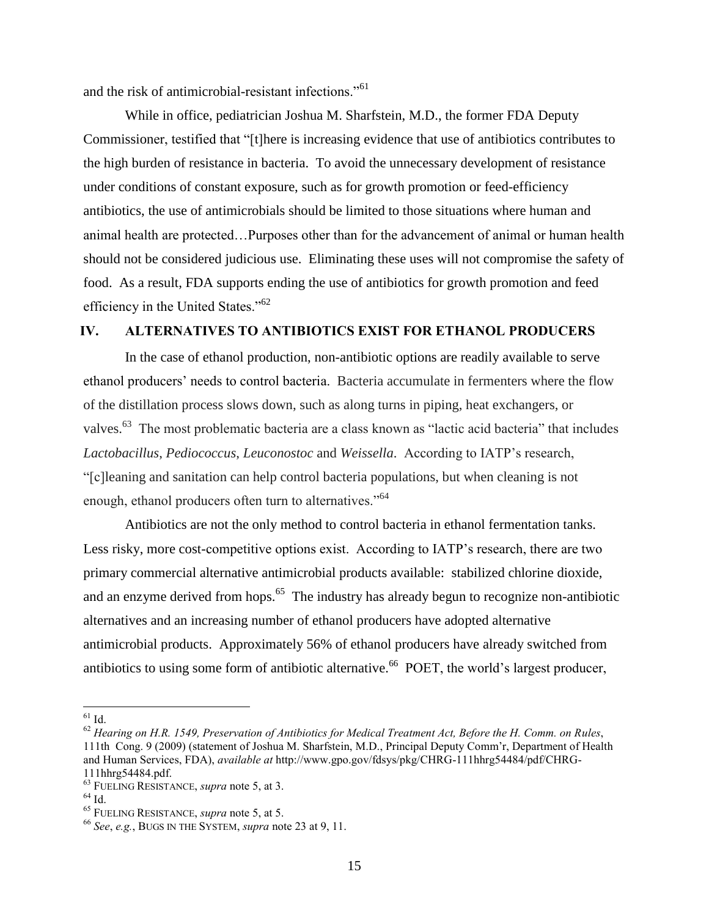and the risk of antimicrobial-resistant infections."[61]

While in office, pediatrician Joshua M. Sharfstein, M.D., the former FDA Deputy Commissioner, testified that "[t]here is increasing evidence that use of antibiotics contributes to the high burden of resistance in bacteria. To avoid the unnecessary development of resistance under conditions of constant exposure, such as for growth promotion or feed-efficiency antibiotics, the use of antimicrobials should be limited to those situations where human and animal health are protected…Purposes other than for the advancement of animal or human health should not be considered judicious use. Eliminating these uses will not compromise the safety of food. As a result, FDA supports ending the use of antibiotics for growth promotion and feed efficiency in the United States."[62]

## IV. ALTERNATIVES TO ANTIBIOTICS EXIST FOR ETHANOL PRODUCERS

In the case of ethanol production, non-antibiotic options are readily available to serve ethanol producers' needs to control bacteria. Bacteria accumulate in fermenters where the flow of the distillation process slows down, such as along turns in piping, heat exchangers, or valves.[63] The most problematic bacteria are a class known as "lactic acid bacteria" that includes *Lactobacillus*, *Pediococcus*, *Leuconostoc* and *Weissella*. According to IATP's research, "[c]leaning and sanitation can help control bacteria populations, but when cleaning is not enough, ethanol producers often turn to alternatives."[64]

Antibiotics are not the only method to control bacteria in ethanol fermentation tanks. Less risky, more cost-competitive options exist. According to IATP's research, there are two primary commercial alternative antimicrobial products available: stabilized chlorine dioxide, and an enzyme derived from hops.[65] The industry has already begun to recognize non-antibiotic alternatives and an increasing number of ethanol producers have adopted alternative antimicrobial products. Approximately 56% of ethanol producers have already switched from antibiotics to using some form of antibiotic alternative.[66] POET, the world's largest producer,

---

[61] Id.

[62] *Hearing on H.R. 1549, Preservation of Antibiotics for Medical Treatment Act, Before the H. Comm. on Rules*, 111th Cong. 9 (2009) (statement of Joshua M. Sharfstein, M.D., Principal Deputy Comm'r, Department of Health and Human Services, FDA), *available at* http://www.gpo.gov/fdsys/pkg/CHRG-111hhrg54484/pdf/CHRG-111hhrg54484.pdf.

[63] FUELING RESISTANCE, *supra* note 5, at 3.

[64] Id.

[65] FUELING RESISTANCE, *supra* note 5, at 5.

[66] *See*, *e.g.*, BUGS IN THE SYSTEM, *supra* note 23 at 9, 11.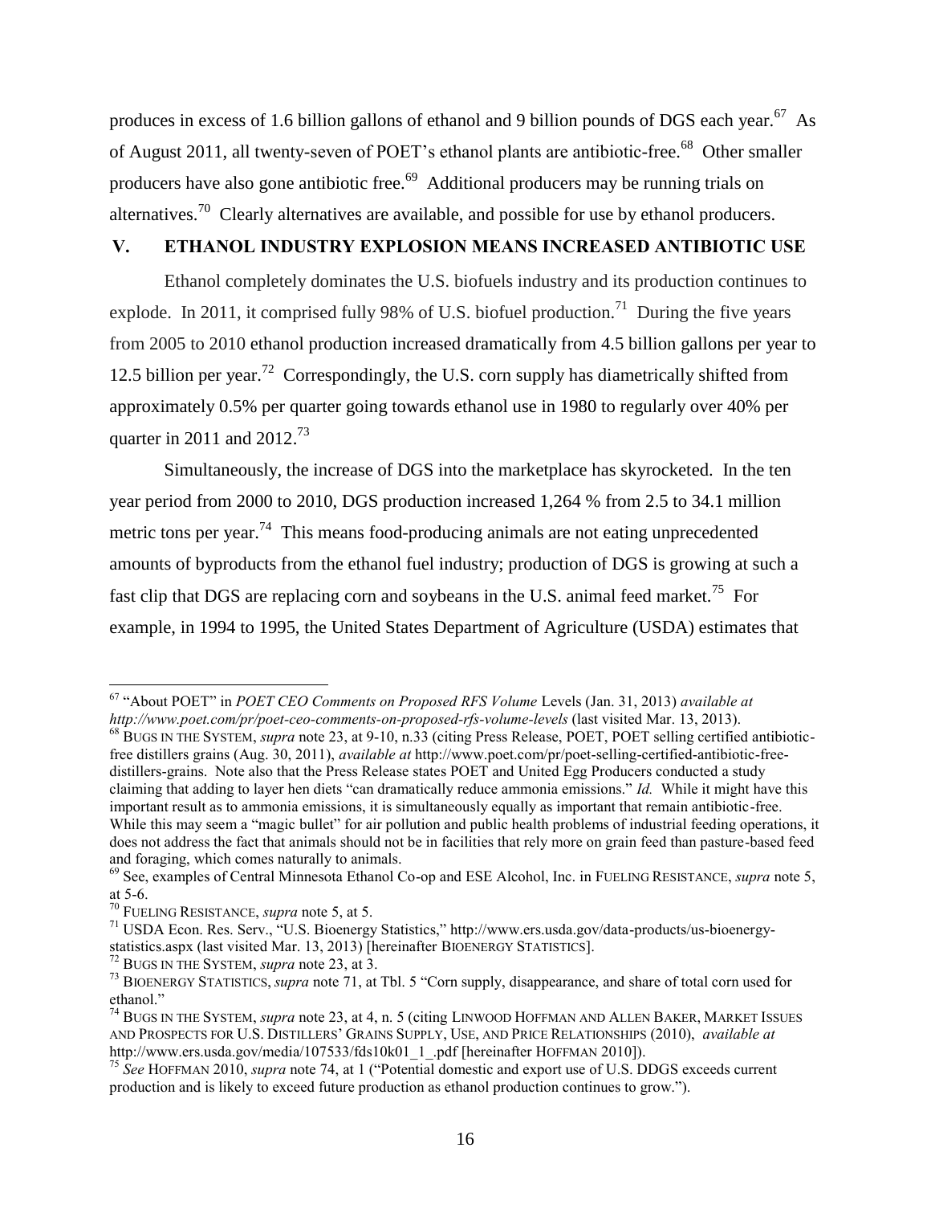produces in excess of 1.6 billion gallons of ethanol and 9 billion pounds of DGS each year.[67] As of August 2011, all twenty-seven of POET's ethanol plants are antibiotic-free.[68] Other smaller producers have also gone antibiotic free.[69] Additional producers may be running trials on alternatives.[70] Clearly alternatives are available, and possible for use by ethanol producers.

## V. ETHANOL INDUSTRY EXPLOSION MEANS INCREASED ANTIBIOTIC USE

Ethanol completely dominates the U.S. biofuels industry and its production continues to explode. In 2011, it comprised fully 98% of U.S. biofuel production.[71] During the five years from 2005 to 2010 ethanol production increased dramatically from 4.5 billion gallons per year to 12.5 billion per year.[72] Correspondingly, the U.S. corn supply has diametrically shifted from approximately 0.5% per quarter going towards ethanol use in 1980 to regularly over 40% per quarter in 2011 and 2012.[73]

Simultaneously, the increase of DGS into the marketplace has skyrocketed. In the ten year period from 2000 to 2010, DGS production increased 1,264 % from 2.5 to 34.1 million metric tons per year.[74] This means food-producing animals are not eating unprecedented amounts of byproducts from the ethanol fuel industry; production of DGS is growing at such a fast clip that DGS are replacing corn and soybeans in the U.S. animal feed market.[75] For example, in 1994 to 1995, the United States Department of Agriculture (USDA) estimates that

---

[67] "About POET" in *POET CEO Comments on Proposed RFS Volume* Levels (Jan. 31, 2013) *available at http://www.poet.com/pr/poet-ceo-comments-on-proposed-rfs-volume-levels* (last visited Mar. 13, 2013).

[68] BUGS IN THE SYSTEM, *supra* note 23, at 9-10, n.33 (citing Press Release, POET, POET selling certified antibiotic-free distillers grains (Aug. 30, 2011), *available at* http://www.poet.com/pr/poet-selling-certified-antibiotic-free-distillers-grains. Note also that the Press Release states POET and United Egg Producers conducted a study claiming that adding to layer hen diets "can dramatically reduce ammonia emissions." *Id.* While it might have this important result as to ammonia emissions, it is simultaneously equally as important that remain antibiotic-free. While this may seem a "magic bullet" for air pollution and public health problems of industrial feeding operations, it does not address the fact that animals should not be in facilities that rely more on grain feed than pasture-based feed and foraging, which comes naturally to animals.

[69] See, examples of Central Minnesota Ethanol Co-op and ESE Alcohol, Inc. in FUELING RESISTANCE, *supra* note 5, at 5-6.

[70] FUELING RESISTANCE, *supra* note 5, at 5.

[71] USDA Econ. Res. Serv., "U.S. Bioenergy Statistics," http://www.ers.usda.gov/data-products/us-bioenergy-statistics.aspx (last visited Mar. 13, 2013) [hereinafter BIOENERGY STATISTICS].

[72] BUGS IN THE SYSTEM, *supra* note 23, at 3.

[73] BIOENERGY STATISTICS, *supra* note 71, at Tbl. 5 "Corn supply, disappearance, and share of total corn used for ethanol."

[74] BUGS IN THE SYSTEM, *supra* note 23, at 4, n. 5 (citing LINWOOD HOFFMAN AND ALLEN BAKER, MARKET ISSUES AND PROSPECTS FOR U.S. DISTILLERS' GRAINS SUPPLY, USE, AND PRICE RELATIONSHIPS (2010), *available at* http://www.ers.usda.gov/media/107533/fds10k01_1_.pdf [hereinafter HOFFMAN 2010]).

[75] *See* HOFFMAN 2010, *supra* note 74, at 1 ("Potential domestic and export use of U.S. DDGS exceeds current production and is likely to exceed future production as ethanol production continues to grow.").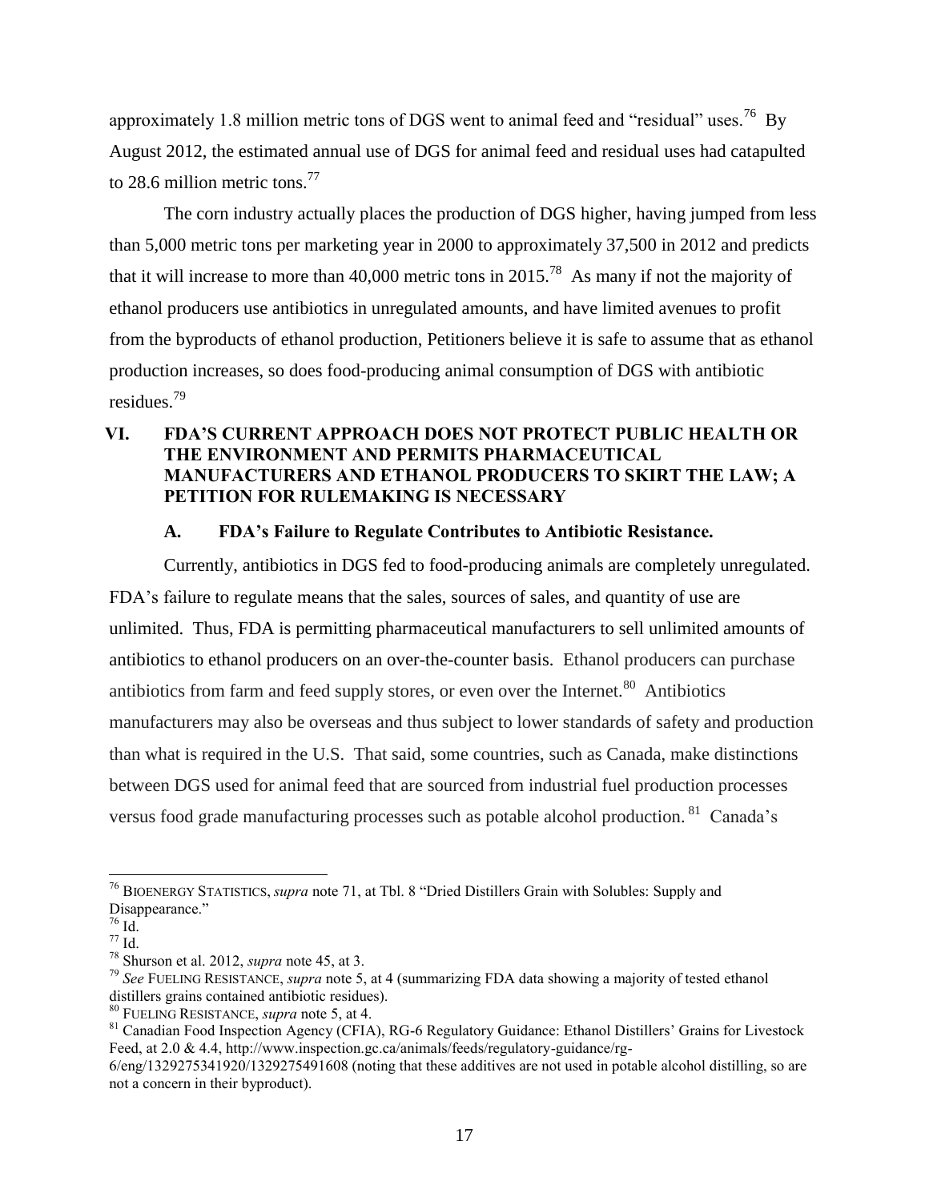approximately 1.8 million metric tons of DGS went to animal feed and "residual" uses.[76] By August 2012, the estimated annual use of DGS for animal feed and residual uses had catapulted to 28.6 million metric tons.[77]

The corn industry actually places the production of DGS higher, having jumped from less than 5,000 metric tons per marketing year in 2000 to approximately 37,500 in 2012 and predicts that it will increase to more than 40,000 metric tons in 2015.[78] As many if not the majority of ethanol producers use antibiotics in unregulated amounts, and have limited avenues to profit from the byproducts of ethanol production, Petitioners believe it is safe to assume that as ethanol production increases, so does food-producing animal consumption of DGS with antibiotic residues.[79]

## VI. FDA'S CURRENT APPROACH DOES NOT PROTECT PUBLIC HEALTH OR THE ENVIRONMENT AND PERMITS PHARMACEUTICAL MANUFACTURERS AND ETHANOL PRODUCERS TO SKIRT THE LAW; A PETITION FOR RULEMAKING IS NECESSARY

### A. FDA's Failure to Regulate Contributes to Antibiotic Resistance.

Currently, antibiotics in DGS fed to food-producing animals are completely unregulated. FDA's failure to regulate means that the sales, sources of sales, and quantity of use are unlimited. Thus, FDA is permitting pharmaceutical manufacturers to sell unlimited amounts of antibiotics to ethanol producers on an over-the-counter basis. Ethanol producers can purchase antibiotics from farm and feed supply stores, or even over the Internet.[80] Antibiotics manufacturers may also be overseas and thus subject to lower standards of safety and production than what is required in the U.S. That said, some countries, such as Canada, make distinctions between DGS used for animal feed that are sourced from industrial fuel production processes versus food grade manufacturing processes such as potable alcohol production.[81] Canada's

---

[76] BIOENERGY STATISTICS, *supra* note 71, at Tbl. 8 "Dried Distillers Grain with Solubles: Supply and Disappearance."

[76] Id.

[77] Id.

[78] Shurson et al. 2012, *supra* note 45, at 3.

[79] *See* FUELING RESISTANCE, *supra* note 5, at 4 (summarizing FDA data showing a majority of tested ethanol distillers grains contained antibiotic residues).

[80] FUELING RESISTANCE, *supra* note 5, at 4.

[81] Canadian Food Inspection Agency (CFIA), RG-6 Regulatory Guidance: Ethanol Distillers' Grains for Livestock Feed, at 2.0 & 4.4, http://www.inspection.gc.ca/animals/feeds/regulatory-guidance/rg-6/eng/1329275341920/1329275491608 (noting that these additives are not used in potable alcohol distilling, so are not a concern in their byproduct).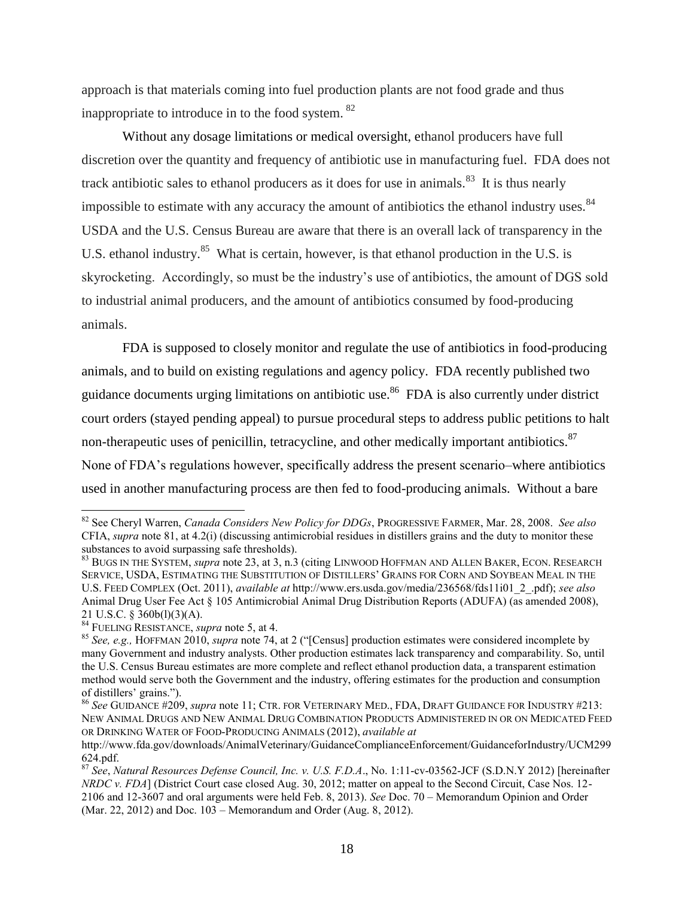approach is that materials coming into fuel production plants are not food grade and thus inappropriate to introduce in to the food system. [82]

Without any dosage limitations or medical oversight, ethanol producers have full discretion over the quantity and frequency of antibiotic use in manufacturing fuel. FDA does not track antibiotic sales to ethanol producers as it does for use in animals.[83] It is thus nearly impossible to estimate with any accuracy the amount of antibiotics the ethanol industry uses.[84] USDA and the U.S. Census Bureau are aware that there is an overall lack of transparency in the U.S. ethanol industry.[85] What is certain, however, is that ethanol production in the U.S. is skyrocketing. Accordingly, so must be the industry's use of antibiotics, the amount of DGS sold to industrial animal producers, and the amount of antibiotics consumed by food-producing animals.

FDA is supposed to closely monitor and regulate the use of antibiotics in food-producing animals, and to build on existing regulations and agency policy. FDA recently published two guidance documents urging limitations on antibiotic use.[86] FDA is also currently under district court orders (stayed pending appeal) to pursue procedural steps to address public petitions to halt non-therapeutic uses of penicillin, tetracycline, and other medically important antibiotics.[87] None of FDA's regulations however, specifically address the present scenario–where antibiotics used in another manufacturing process are then fed to food-producing animals. Without a bare

---

[82] See Cheryl Warren, *Canada Considers New Policy for DDGs*, PROGRESSIVE FARMER, Mar. 28, 2008. *See also* CFIA, *supra* note 81, at 4.2(i) (discussing antimicrobial residues in distillers grains and the duty to monitor these substances to avoid surpassing safe thresholds).

[83] BUGS IN THE SYSTEM, *supra* note 23, at 3, n.3 (citing LINWOOD HOFFMAN AND ALLEN BAKER, ECON. RESEARCH SERVICE, USDA, ESTIMATING THE SUBSTITUTION OF DISTILLERS' GRAINS FOR CORN AND SOYBEAN MEAL IN THE U.S. FEED COMPLEX (Oct. 2011), *available at* http://www.ers.usda.gov/media/236568/fds11i01_2_.pdf); *see also* Animal Drug User Fee Act § 105 Antimicrobial Animal Drug Distribution Reports (ADUFA) (as amended 2008), 21 U.S.C. § 360b(l)(3)(A).

[84] FUELING RESISTANCE, *supra* note 5, at 4.

[85] *See, e.g.,* HOFFMAN 2010, *supra* note 74, at 2 ("[Census] production estimates were considered incomplete by many Government and industry analysts. Other production estimates lack transparency and comparability. So, until the U.S. Census Bureau estimates are more complete and reflect ethanol production data, a transparent estimation method would serve both the Government and the industry, offering estimates for the production and consumption of distillers' grains.").

[86] *See* GUIDANCE #209, *supra* note 11; CTR. FOR VETERINARY MED., FDA, DRAFT GUIDANCE FOR INDUSTRY #213: NEW ANIMAL DRUGS AND NEW ANIMAL DRUG COMBINATION PRODUCTS ADMINISTERED IN OR ON MEDICATED FEED OR DRINKING WATER OF FOOD-PRODUCING ANIMALS (2012), *available at* http://www.fda.gov/downloads/AnimalVeterinary/GuidanceComplianceEnforcement/GuidanceforIndustry/UCM299624.pdf.

[87] *See*, *Natural Resources Defense Council, Inc. v. U.S. F.D.A*., No. 1:11-cv-03562-JCF (S.D.N.Y 2012) [hereinafter *NRDC v. FDA*] (District Court case closed Aug. 30, 2012; matter on appeal to the Second Circuit, Case Nos. 12-2106 and 12-3607 and oral arguments were held Feb. 8, 2013). *See* Doc. 70 – Memorandum Opinion and Order (Mar. 22, 2012) and Doc. 103 – Memorandum and Order (Aug. 8, 2012).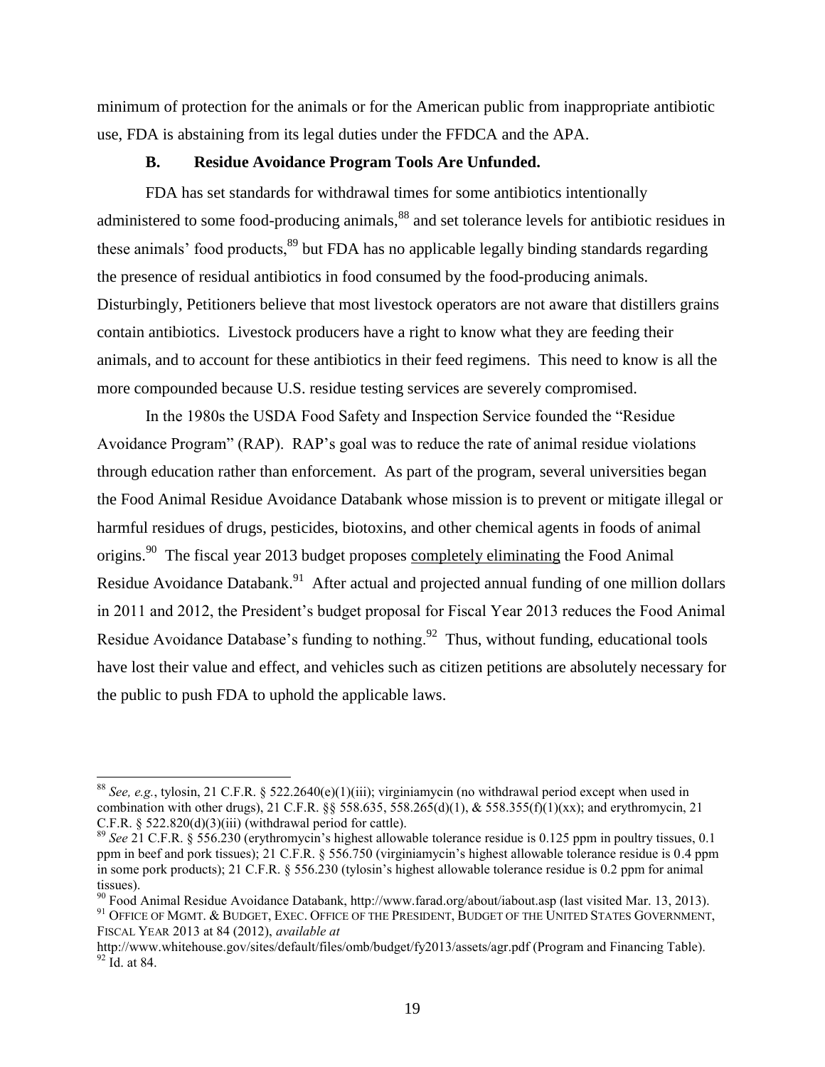minimum of protection for the animals or for the American public from inappropriate antibiotic use, FDA is abstaining from its legal duties under the FFDCA and the APA.

### B. Residue Avoidance Program Tools Are Unfunded.

FDA has set standards for withdrawal times for some antibiotics intentionally administered to some food-producing animals,[88] and set tolerance levels for antibiotic residues in these animals' food products,[89] but FDA has no applicable legally binding standards regarding the presence of residual antibiotics in food consumed by the food-producing animals. Disturbingly, Petitioners believe that most livestock operators are not aware that distillers grains contain antibiotics. Livestock producers have a right to know what they are feeding their animals, and to account for these antibiotics in their feed regimens. This need to know is all the more compounded because U.S. residue testing services are severely compromised.

In the 1980s the USDA Food Safety and Inspection Service founded the "Residue Avoidance Program" (RAP). RAP's goal was to reduce the rate of animal residue violations through education rather than enforcement. As part of the program, several universities began the Food Animal Residue Avoidance Databank whose mission is to prevent or mitigate illegal or harmful residues of drugs, pesticides, biotoxins, and other chemical agents in foods of animal origins.[90] The fiscal year 2013 budget proposes <u>completely eliminating</u> the Food Animal Residue Avoidance Databank.[91] After actual and projected annual funding of one million dollars in 2011 and 2012, the President's budget proposal for Fiscal Year 2013 reduces the Food Animal Residue Avoidance Database's funding to nothing.[92] Thus, without funding, educational tools have lost their value and effect, and vehicles such as citizen petitions are absolutely necessary for the public to push FDA to uphold the applicable laws.

---

[88] *See, e.g.*, tylosin, 21 C.F.R. § 522.2640(e)(1)(iii); virginiamycin (no withdrawal period except when used in combination with other drugs), 21 C.F.R. §§ 558.635, 558.265(d)(1), & 558.355(f)(1)(xx); and erythromycin, 21 C.F.R. § 522.820(d)(3)(iii) (withdrawal period for cattle).

[89] *See* 21 C.F.R. § 556.230 (erythromycin's highest allowable tolerance residue is 0.125 ppm in poultry tissues, 0.1 ppm in beef and pork tissues); 21 C.F.R. § 556.750 (virginiamycin's highest allowable tolerance residue is 0.4 ppm in some pork products); 21 C.F.R. § 556.230 (tylosin's highest allowable tolerance residue is 0.2 ppm for animal tissues).

[90] Food Animal Residue Avoidance Databank, http://www.farad.org/about/iabout.asp (last visited Mar. 13, 2013).

[91] OFFICE OF MGMT. & BUDGET, EXEC. OFFICE OF THE PRESIDENT, BUDGET OF THE UNITED STATES GOVERNMENT, FISCAL YEAR 2013 at 84 (2012), *available at* http://www.whitehouse.gov/sites/default/files/omb/budget/fy2013/assets/agr.pdf (Program and Financing Table).

[92] Id. at 84.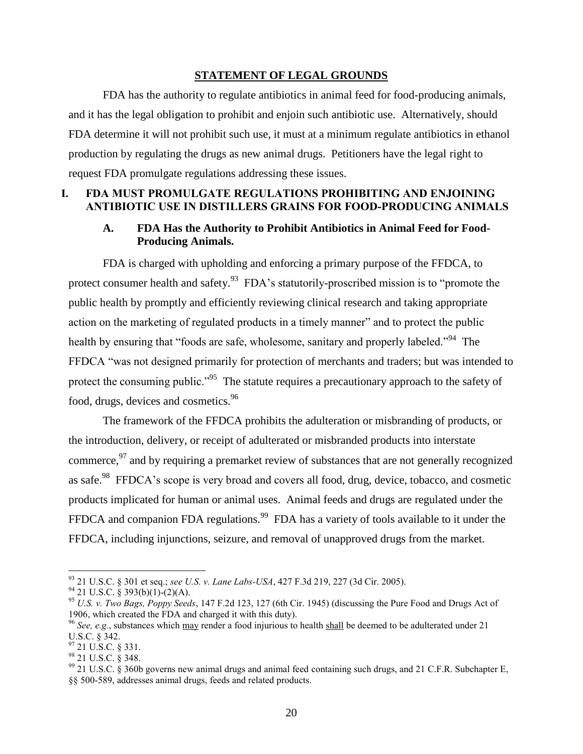## STATEMENT OF LEGAL GROUNDS

FDA has the authority to regulate antibiotics in animal feed for food-producing animals, and it has the legal obligation to prohibit and enjoin such antibiotic use. Alternatively, should FDA determine it will not prohibit such use, it must at a minimum regulate antibiotics in ethanol production by regulating the drugs as new animal drugs. Petitioners have the legal right to request FDA promulgate regulations addressing these issues.

## I. FDA MUST PROMULGATE REGULATIONS PROHIBITING AND ENJOINING ANTIBIOTIC USE IN DISTILLERS GRAINS FOR FOOD-PRODUCING ANIMALS

### A. FDA Has the Authority to Prohibit Antibiotics in Animal Feed for Food-Producing Animals.

FDA is charged with upholding and enforcing a primary purpose of the FFDCA, to protect consumer health and safety.[93] FDA's statutorily-proscribed mission is to "promote the public health by promptly and efficiently reviewing clinical research and taking appropriate action on the marketing of regulated products in a timely manner" and to protect the public health by ensuring that "foods are safe, wholesome, sanitary and properly labeled."[94] The FFDCA "was not designed primarily for protection of merchants and traders; but was intended to protect the consuming public."[95] The statute requires a precautionary approach to the safety of food, drugs, devices and cosmetics.[96]

The framework of the FFDCA prohibits the adulteration or misbranding of products, or the introduction, delivery, or receipt of adulterated or misbranded products into interstate commerce,[97] and by requiring a premarket review of substances that are not generally recognized as safe.[98] FFDCA's scope is very broad and covers all food, drug, device, tobacco, and cosmetic products implicated for human or animal uses. Animal feeds and drugs are regulated under the FFDCA and companion FDA regulations.[99] FDA has a variety of tools available to it under the FFDCA, including injunctions, seizure, and removal of unapproved drugs from the market.

---

[93] 21 U.S.C. § 301 et seq.; *see U.S. v. Lane Labs-USA*, 427 F.3d 219, 227 (3d Cir. 2005).

[94] 21 U.S.C. § 393(b)(1)-(2)(A).

[95] *U.S. v. Two Bags, Poppy Seeds*, 147 F.2d 123, 127 (6th Cir. 1945) (discussing the Pure Food and Drugs Act of 1906, which created the FDA and charged it with this duty).

[96] *See, e.g.*, substances which may render a food injurious to health shall be deemed to be adulterated under 21 U.S.C. § 342.

[97] 21 U.S.C. § 331.

[98] 21 U.S.C. § 348.

[99] 21 U.S.C. § 360b governs new animal drugs and animal feed containing such drugs, and 21 C.F.R. Subchapter E, §§ 500-589, addresses animal drugs, feeds and related products.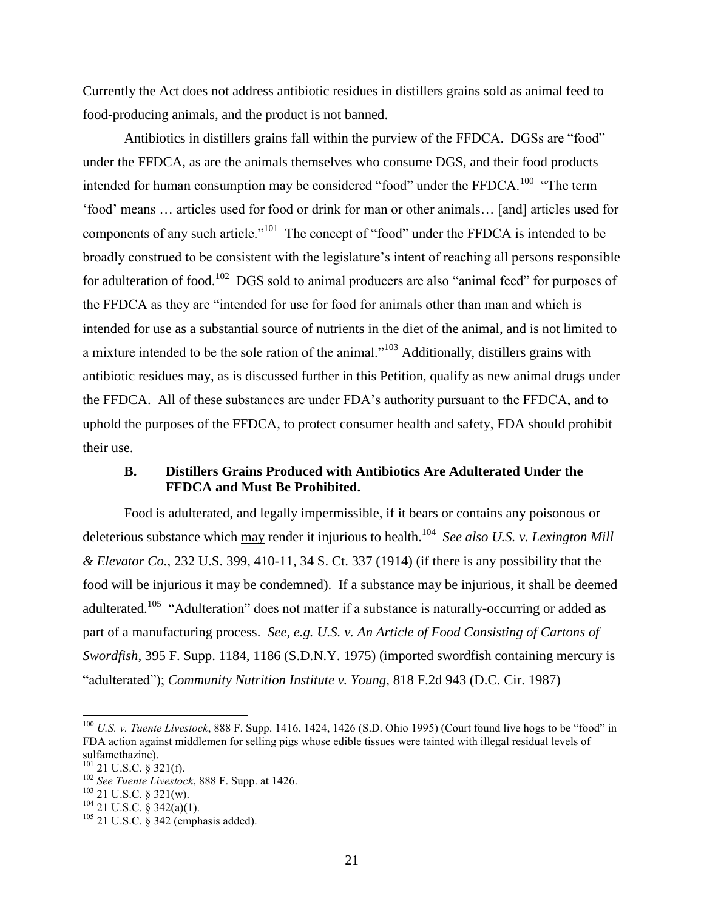Currently the Act does not address antibiotic residues in distillers grains sold as animal feed to food-producing animals, and the product is not banned.

Antibiotics in distillers grains fall within the purview of the FFDCA. DGSs are "food" under the FFDCA, as are the animals themselves who consume DGS, and their food products intended for human consumption may be considered "food" under the FFDCA.[100] "The term 'food' means … articles used for food or drink for man or other animals… [and] articles used for components of any such article."[101] The concept of "food" under the FFDCA is intended to be broadly construed to be consistent with the legislature's intent of reaching all persons responsible for adulteration of food.[102] DGS sold to animal producers are also "animal feed" for purposes of the FFDCA as they are "intended for use for food for animals other than man and which is intended for use as a substantial source of nutrients in the diet of the animal, and is not limited to a mixture intended to be the sole ration of the animal."[103] Additionally, distillers grains with antibiotic residues may, as is discussed further in this Petition, qualify as new animal drugs under the FFDCA. All of these substances are under FDA's authority pursuant to the FFDCA, and to uphold the purposes of the FFDCA, to protect consumer health and safety, FDA should prohibit their use.

### B. Distillers Grains Produced with Antibiotics Are Adulterated Under the FFDCA and Must Be Prohibited.

Food is adulterated, and legally impermissible, if it bears or contains any poisonous or deleterious substance which <u>may</u> render it injurious to health.[104] *See also U.S. v. Lexington Mill & Elevator Co.*, 232 U.S. 399, 410-11, 34 S. Ct. 337 (1914) (if there is any possibility that the food will be injurious it may be condemned). If a substance may be injurious, it <u>shall</u> be deemed adulterated.[105] "Adulteration" does not matter if a substance is naturally-occurring or added as part of a manufacturing process. *See, e.g. U.S. v. An Article of Food Consisting of Cartons of Swordfish*, 395 F. Supp. 1184, 1186 (S.D.N.Y. 1975) (imported swordfish containing mercury is "adulterated"); *Community Nutrition Institute v. Young*, 818 F.2d 943 (D.C. Cir. 1987)

---

[100] *U.S. v. Tuente Livestock*, 888 F. Supp. 1416, 1424, 1426 (S.D. Ohio 1995) (Court found live hogs to be "food" in FDA action against middlemen for selling pigs whose edible tissues were tainted with illegal residual levels of sulfamethazine).

[101] 21 U.S.C. § 321(f).

[102] *See Tuente Livestock*, 888 F. Supp. at 1426.

[103] 21 U.S.C. § 321(w).

[104] 21 U.S.C. § 342(a)(1).

[105] 21 U.S.C. § 342 (emphasis added).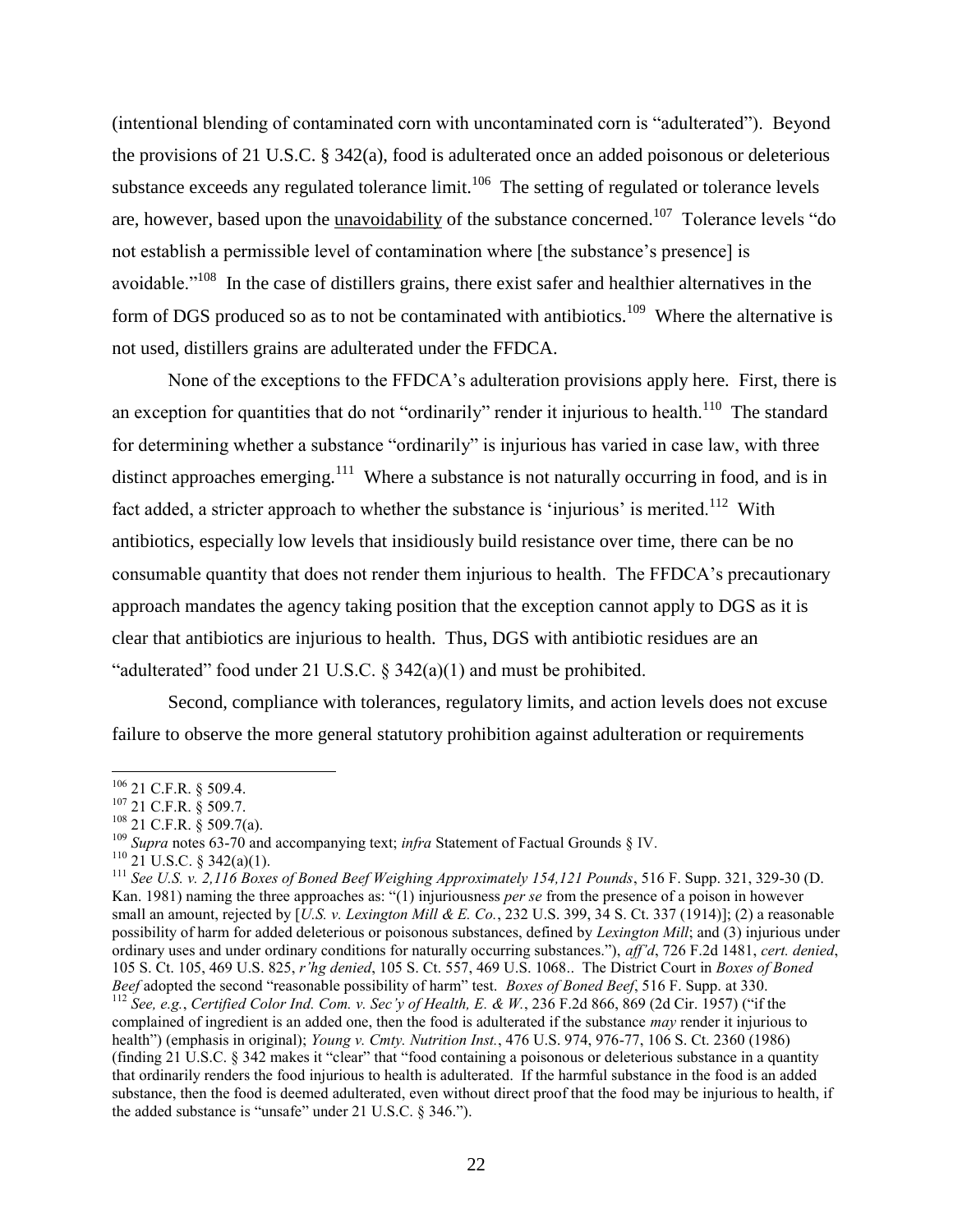(intentional blending of contaminated corn with uncontaminated corn is "adulterated"). Beyond the provisions of 21 U.S.C. § 342(a), food is adulterated once an added poisonous or deleterious substance exceeds any regulated tolerance limit.[106] The setting of regulated or tolerance levels are, however, based upon the unavoidability of the substance concerned.[107] Tolerance levels "do not establish a permissible level of contamination where [the substance's presence] is avoidable."[108] In the case of distillers grains, there exist safer and healthier alternatives in the form of DGS produced so as to not be contaminated with antibiotics.[109] Where the alternative is not used, distillers grains are adulterated under the FFDCA.

None of the exceptions to the FFDCA's adulteration provisions apply here. First, there is an exception for quantities that do not "ordinarily" render it injurious to health.[110] The standard for determining whether a substance "ordinarily" is injurious has varied in case law, with three distinct approaches emerging.[111] Where a substance is not naturally occurring in food, and is in fact added, a stricter approach to whether the substance is 'injurious' is merited.[112] With antibiotics, especially low levels that insidiously build resistance over time, there can be no consumable quantity that does not render them injurious to health. The FFDCA's precautionary approach mandates the agency taking position that the exception cannot apply to DGS as it is clear that antibiotics are injurious to health. Thus, DGS with antibiotic residues are an "adulterated" food under 21 U.S.C. § 342(a)(1) and must be prohibited.

Second, compliance with tolerances, regulatory limits, and action levels does not excuse failure to observe the more general statutory prohibition against adulteration or requirements

---

[106] 21 C.F.R. § 509.4.

[107] 21 C.F.R. § 509.7.

[108] 21 C.F.R. § 509.7(a).

[109] *Supra* notes 63-70 and accompanying text; *infra* Statement of Factual Grounds § IV.

[110] 21 U.S.C. § 342(a)(1).

[111] *See U.S. v. 2,116 Boxes of Boned Beef Weighing Approximately 154,121 Pounds*, 516 F. Supp. 321, 329-30 (D. Kan. 1981) naming the three approaches as: "(1) injuriousness *per se* from the presence of a poison in however small an amount, rejected by [*U.S. v. Lexington Mill & E. Co.*, 232 U.S. 399, 34 S. Ct. 337 (1914)]; (2) a reasonable possibility of harm for added deleterious or poisonous substances, defined by *Lexington Mill*; and (3) injurious under ordinary uses and under ordinary conditions for naturally occurring substances."), *aff'd*, 726 F.2d 1481, *cert. denied*, 105 S. Ct. 105, 469 U.S. 825, *r'hg denied*, 105 S. Ct. 557, 469 U.S. 1068.. The District Court in *Boxes of Boned Beef* adopted the second "reasonable possibility of harm" test. *Boxes of Boned Beef*, 516 F. Supp. at 330.

[112] *See, e.g.*, *Certified Color Ind. Com. v. Sec'y of Health, E. & W.*, 236 F.2d 866, 869 (2d Cir. 1957) ("if the complained of ingredient is an added one, then the food is adulterated if the substance *may* render it injurious to health") (emphasis in original); *Young v. Cmty. Nutrition Inst.*, 476 U.S. 974, 976-77, 106 S. Ct. 2360 (1986) (finding 21 U.S.C. § 342 makes it "clear" that "food containing a poisonous or deleterious substance in a quantity that ordinarily renders the food injurious to health is adulterated. If the harmful substance in the food is an added substance, then the food is deemed adulterated, even without direct proof that the food may be injurious to health, if the added substance is "unsafe" under 21 U.S.C. § 346.").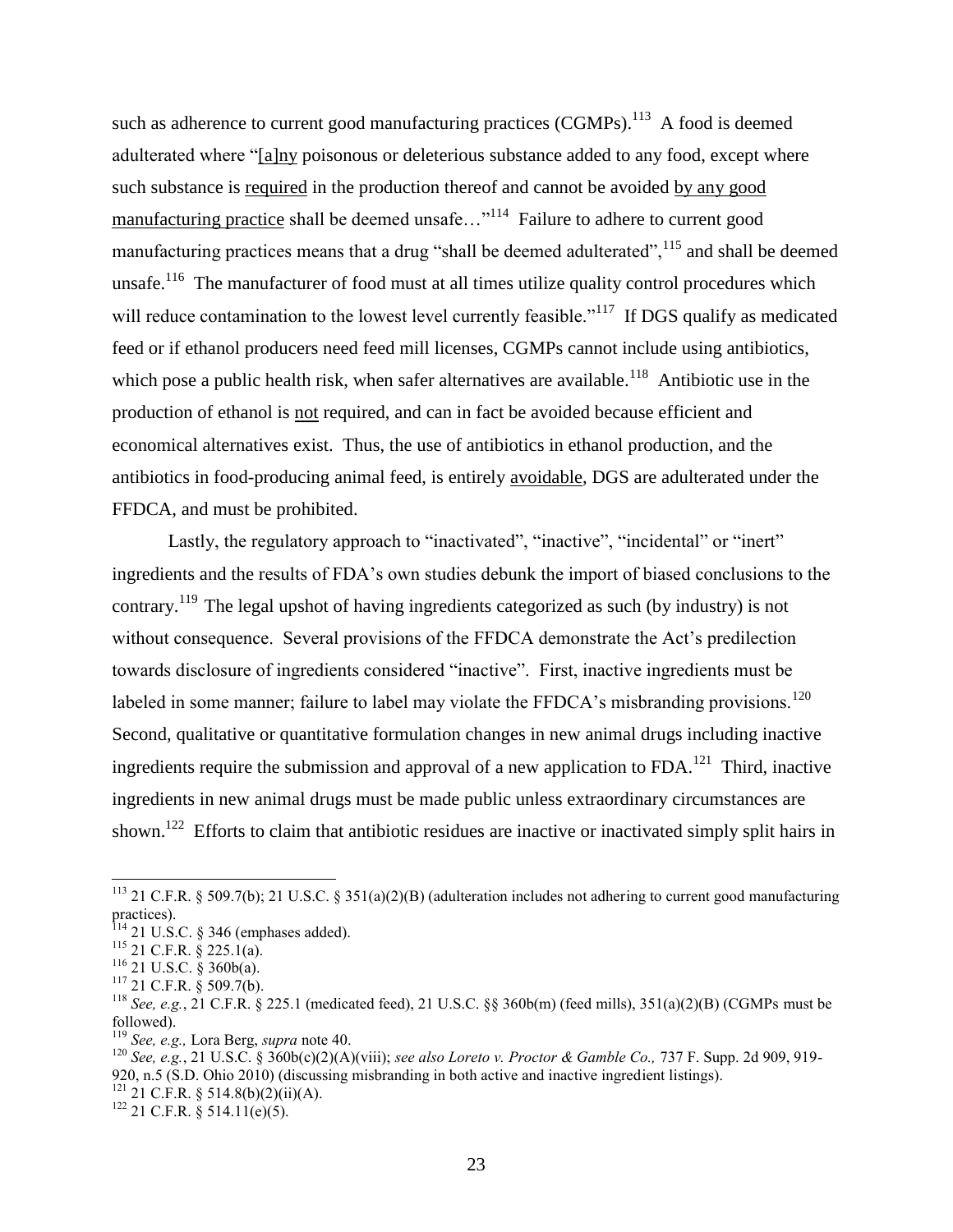such as adherence to current good manufacturing practices (CGMPs).[113] A food is deemed adulterated where "[a]ny poisonous or deleterious substance added to any food, except where such substance is required in the production thereof and cannot be avoided by any good manufacturing practice shall be deemed unsafe…"[114] Failure to adhere to current good manufacturing practices means that a drug "shall be deemed adulterated",[115] and shall be deemed unsafe.[116] The manufacturer of food must at all times utilize quality control procedures which will reduce contamination to the lowest level currently feasible."[117] If DGS qualify as medicated feed or if ethanol producers need feed mill licenses, CGMPs cannot include using antibiotics, which pose a public health risk, when safer alternatives are available.[118] Antibiotic use in the production of ethanol is not required, and can in fact be avoided because efficient and economical alternatives exist. Thus, the use of antibiotics in ethanol production, and the antibiotics in food-producing animal feed, is entirely avoidable, DGS are adulterated under the FFDCA, and must be prohibited.

Lastly, the regulatory approach to "inactivated", "inactive", "incidental" or "inert" ingredients and the results of FDA's own studies debunk the import of biased conclusions to the contrary.[119] The legal upshot of having ingredients categorized as such (by industry) is not without consequence. Several provisions of the FFDCA demonstrate the Act's predilection towards disclosure of ingredients considered "inactive". First, inactive ingredients must be labeled in some manner; failure to label may violate the FFDCA's misbranding provisions.[120] Second, qualitative or quantitative formulation changes in new animal drugs including inactive ingredients require the submission and approval of a new application to FDA.[121] Third, inactive ingredients in new animal drugs must be made public unless extraordinary circumstances are shown.[122] Efforts to claim that antibiotic residues are inactive or inactivated simply split hairs in

---

[113] 21 C.F.R. § 509.7(b); 21 U.S.C. § 351(a)(2)(B) (adulteration includes not adhering to current good manufacturing practices).

[114] 21 U.S.C. § 346 (emphases added).

[115] 21 C.F.R. § 225.1(a).

[116] 21 U.S.C. § 360b(a).

[117] 21 C.F.R. § 509.7(b).

[118] *See, e.g.*, 21 C.F.R. § 225.1 (medicated feed), 21 U.S.C. §§ 360b(m) (feed mills), 351(a)(2)(B) (CGMPs must be followed).

[119] *See, e.g.,* Lora Berg, *supra* note 40.

[120] *See, e.g.*, 21 U.S.C. § 360b(c)(2)(A)(viii); *see also Loreto v. Proctor & Gamble Co.,* 737 F. Supp. 2d 909, 919-920, n.5 (S.D. Ohio 2010) (discussing misbranding in both active and inactive ingredient listings).

[121] 21 C.F.R. § 514.8(b)(2)(ii)(A).

[122] 21 C.F.R. § 514.11(e)(5).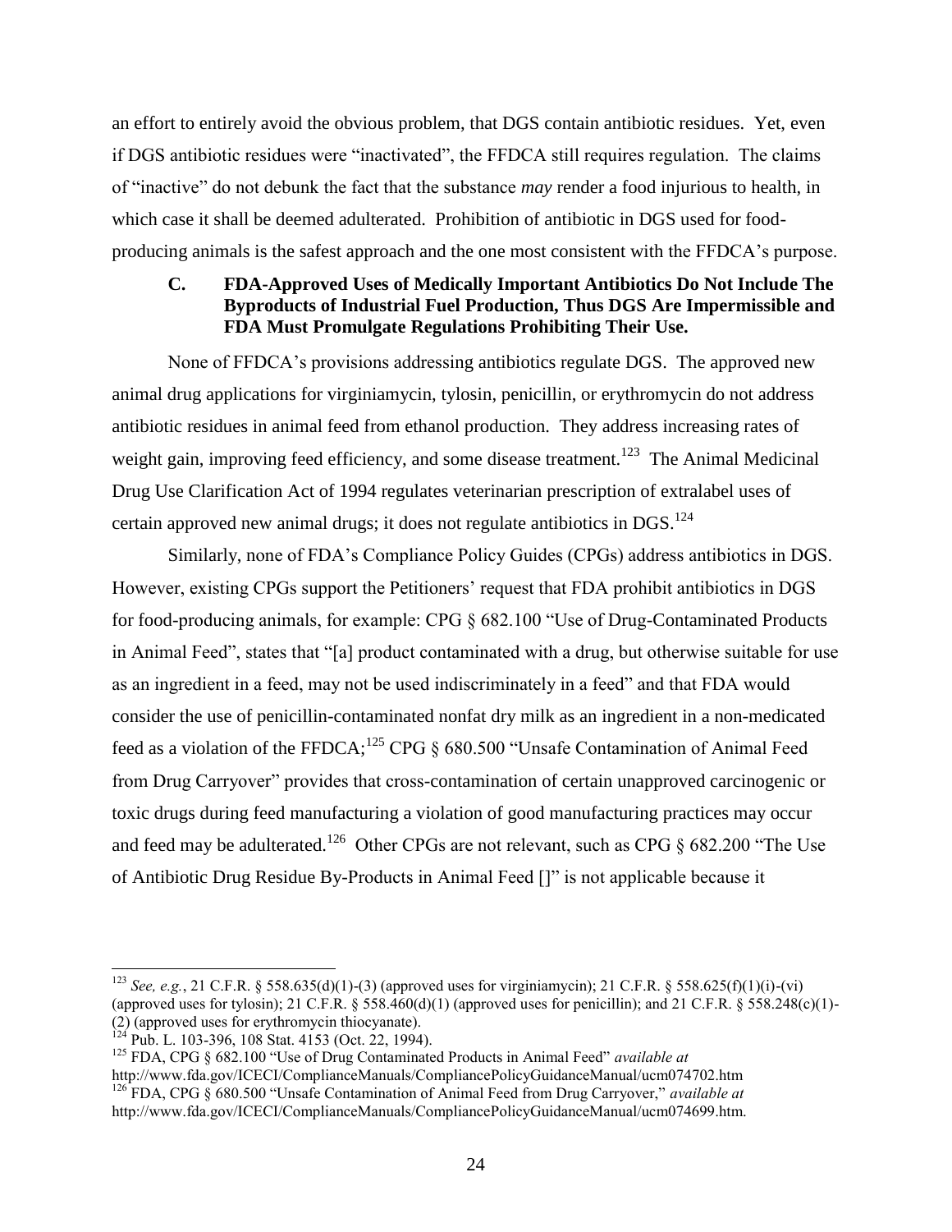an effort to entirely avoid the obvious problem, that DGS contain antibiotic residues. Yet, even if DGS antibiotic residues were "inactivated", the FFDCA still requires regulation. The claims of "inactive" do not debunk the fact that the substance *may* render a food injurious to health, in which case it shall be deemed adulterated. Prohibition of antibiotic in DGS used for food-producing animals is the safest approach and the one most consistent with the FFDCA's purpose.

### C. FDA-Approved Uses of Medically Important Antibiotics Do Not Include The Byproducts of Industrial Fuel Production, Thus DGS Are Impermissible and FDA Must Promulgate Regulations Prohibiting Their Use.

None of FFDCA's provisions addressing antibiotics regulate DGS. The approved new animal drug applications for virginiamycin, tylosin, penicillin, or erythromycin do not address antibiotic residues in animal feed from ethanol production. They address increasing rates of weight gain, improving feed efficiency, and some disease treatment.[123] The Animal Medicinal Drug Use Clarification Act of 1994 regulates veterinarian prescription of extralabel uses of certain approved new animal drugs; it does not regulate antibiotics in DGS.[124]

Similarly, none of FDA's Compliance Policy Guides (CPGs) address antibiotics in DGS. However, existing CPGs support the Petitioners' request that FDA prohibit antibiotics in DGS for food-producing animals, for example: CPG § 682.100 "Use of Drug-Contaminated Products in Animal Feed", states that "[a] product contaminated with a drug, but otherwise suitable for use as an ingredient in a feed, may not be used indiscriminately in a feed" and that FDA would consider the use of penicillin-contaminated nonfat dry milk as an ingredient in a non-medicated feed as a violation of the FFDCA;[125] CPG § 680.500 "Unsafe Contamination of Animal Feed from Drug Carryover" provides that cross-contamination of certain unapproved carcinogenic or toxic drugs during feed manufacturing a violation of good manufacturing practices may occur and feed may be adulterated.[126] Other CPGs are not relevant, such as CPG § 682.200 "The Use of Antibiotic Drug Residue By-Products in Animal Feed []" is not applicable because it

---

[123] *See, e.g.*, 21 C.F.R. § 558.635(d)(1)-(3) (approved uses for virginiamycin); 21 C.F.R. § 558.625(f)(1)(i)-(vi) (approved uses for tylosin); 21 C.F.R. § 558.460(d)(1) (approved uses for penicillin); and 21 C.F.R. § 558.248(c)(1)-(2) (approved uses for erythromycin thiocyanate).

[124] Pub. L. 103-396, 108 Stat. 4153 (Oct. 22, 1994).

[125] FDA, CPG § 682.100 "Use of Drug Contaminated Products in Animal Feed" *available at* http://www.fda.gov/ICECI/ComplianceManuals/CompliancePolicyGuidanceManual/ucm074702.htm

[126] FDA, CPG § 680.500 "Unsafe Contamination of Animal Feed from Drug Carryover," *available at* http://www.fda.gov/ICECI/ComplianceManuals/CompliancePolicyGuidanceManual/ucm074699.htm.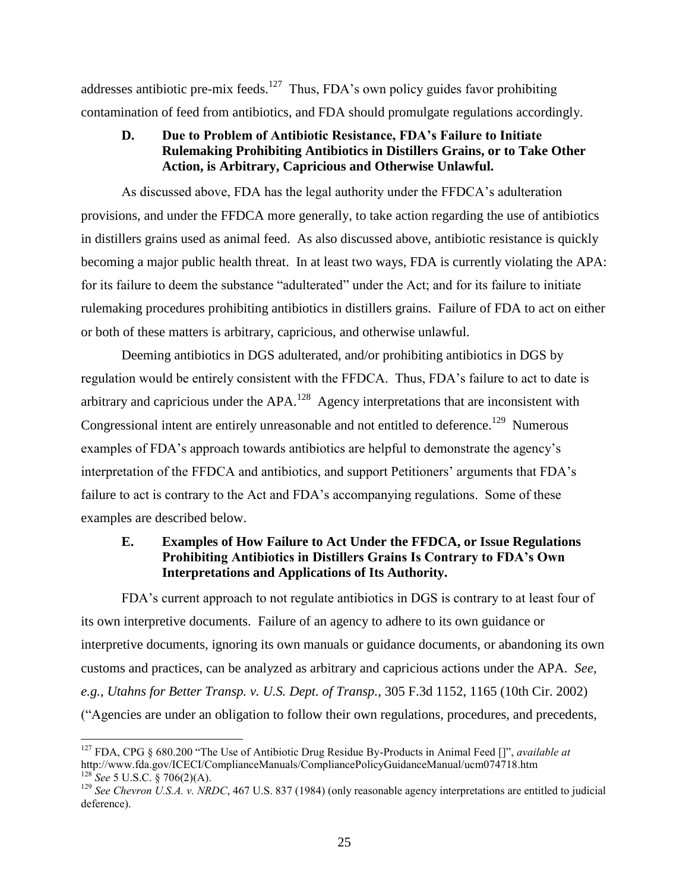addresses antibiotic pre-mix feeds.[127] Thus, FDA's own policy guides favor prohibiting contamination of feed from antibiotics, and FDA should promulgate regulations accordingly.

### D. Due to Problem of Antibiotic Resistance, FDA's Failure to Initiate Rulemaking Prohibiting Antibiotics in Distillers Grains, or to Take Other Action, is Arbitrary, Capricious and Otherwise Unlawful.

As discussed above, FDA has the legal authority under the FFDCA's adulteration provisions, and under the FFDCA more generally, to take action regarding the use of antibiotics in distillers grains used as animal feed. As also discussed above, antibiotic resistance is quickly becoming a major public health threat. In at least two ways, FDA is currently violating the APA: for its failure to deem the substance "adulterated" under the Act; and for its failure to initiate rulemaking procedures prohibiting antibiotics in distillers grains. Failure of FDA to act on either or both of these matters is arbitrary, capricious, and otherwise unlawful.

Deeming antibiotics in DGS adulterated, and/or prohibiting antibiotics in DGS by regulation would be entirely consistent with the FFDCA. Thus, FDA's failure to act to date is arbitrary and capricious under the APA.[128] Agency interpretations that are inconsistent with Congressional intent are entirely unreasonable and not entitled to deference.[129] Numerous examples of FDA's approach towards antibiotics are helpful to demonstrate the agency's interpretation of the FFDCA and antibiotics, and support Petitioners' arguments that FDA's failure to act is contrary to the Act and FDA's accompanying regulations. Some of these examples are described below.

### E. Examples of How Failure to Act Under the FFDCA, or Issue Regulations Prohibiting Antibiotics in Distillers Grains Is Contrary to FDA's Own Interpretations and Applications of Its Authority.

FDA's current approach to not regulate antibiotics in DGS is contrary to at least four of its own interpretive documents. Failure of an agency to adhere to its own guidance or interpretive documents, ignoring its own manuals or guidance documents, or abandoning its own customs and practices, can be analyzed as arbitrary and capricious actions under the APA. *See, e.g.*, *Utahns for Better Transp. v. U.S. Dept. of Transp.*, 305 F.3d 1152, 1165 (10th Cir. 2002) ("Agencies are under an obligation to follow their own regulations, procedures, and precedents,

---

[127] FDA, CPG § 680.200 "The Use of Antibiotic Drug Residue By-Products in Animal Feed []", *available at* http://www.fda.gov/ICECI/ComplianceManuals/CompliancePolicyGuidanceManual/ucm074718.htm

[128] *See* 5 U.S.C. § 706(2)(A).

[129] *See Chevron U.S.A. v. NRDC*, 467 U.S. 837 (1984) (only reasonable agency interpretations are entitled to judicial deference).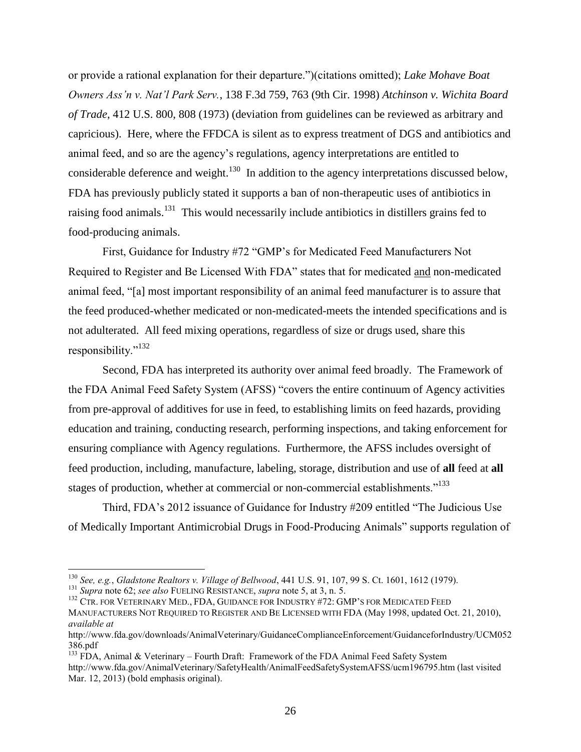or provide a rational explanation for their departure.")(citations omitted); *Lake Mohave Boat Owners Ass'n v. Nat'l Park Serv.*, 138 F.3d 759, 763 (9th Cir. 1998) *Atchinson v. Wichita Board of Trade*, 412 U.S. 800, 808 (1973) (deviation from guidelines can be reviewed as arbitrary and capricious). Here, where the FFDCA is silent as to express treatment of DGS and antibiotics and animal feed, and so are the agency's regulations, agency interpretations are entitled to considerable deference and weight.[130] In addition to the agency interpretations discussed below, FDA has previously publicly stated it supports a ban of non-therapeutic uses of antibiotics in raising food animals.[131] This would necessarily include antibiotics in distillers grains fed to food-producing animals.

First, Guidance for Industry #72 "GMP's for Medicated Feed Manufacturers Not Required to Register and Be Licensed With FDA" states that for medicated <u>and</u> non-medicated animal feed, "[a] most important responsibility of an animal feed manufacturer is to assure that the feed produced-whether medicated or non-medicated-meets the intended specifications and is not adulterated. All feed mixing operations, regardless of size or drugs used, share this responsibility."[132]

Second, FDA has interpreted its authority over animal feed broadly. The Framework of the FDA Animal Feed Safety System (AFSS) "covers the entire continuum of Agency activities from pre-approval of additives for use in feed, to establishing limits on feed hazards, providing education and training, conducting research, performing inspections, and taking enforcement for ensuring compliance with Agency regulations. Furthermore, the AFSS includes oversight of feed production, including, manufacture, labeling, storage, distribution and use of **all** feed at **all** stages of production, whether at commercial or non-commercial establishments."[133]

Third, FDA's 2012 issuance of Guidance for Industry #209 entitled "The Judicious Use of Medically Important Antimicrobial Drugs in Food-Producing Animals" supports regulation of

---

[130] *See, e.g.*, *Gladstone Realtors v. Village of Bellwood*, 441 U.S. 91, 107, 99 S. Ct. 1601, 1612 (1979).

[131] *Supra* note 62; *see also* FUELING RESISTANCE, *supra* note 5, at 3, n. 5.

[132] CTR. FOR VETERINARY MED., FDA, GUIDANCE FOR INDUSTRY #72: GMP'S FOR MEDICATED FEED MANUFACTURERS NOT REQUIRED TO REGISTER AND BE LICENSED WITH FDA (May 1998, updated Oct. 21, 2010), *available at* http://www.fda.gov/downloads/AnimalVeterinary/GuidanceComplianceEnforcement/GuidanceforIndustry/UCM052386.pdf

[133] FDA, Animal & Veterinary – Fourth Draft: Framework of the FDA Animal Feed Safety System http://www.fda.gov/AnimalVeterinary/SafetyHealth/AnimalFeedSafetySystemAFSS/ucm196795.htm (last visited Mar. 12, 2013) (bold emphasis original).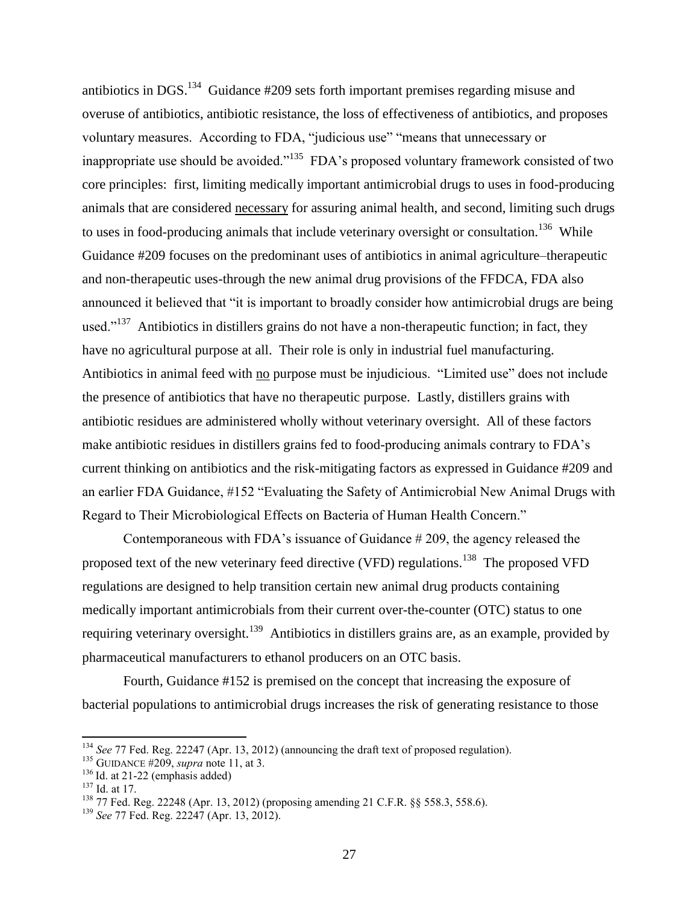antibiotics in DGS.[134] Guidance #209 sets forth important premises regarding misuse and overuse of antibiotics, antibiotic resistance, the loss of effectiveness of antibiotics, and proposes voluntary measures. According to FDA, "judicious use" "means that unnecessary or inappropriate use should be avoided."[135] FDA's proposed voluntary framework consisted of two core principles: first, limiting medically important antimicrobial drugs to uses in food-producing animals that are considered <u>necessary</u> for assuring animal health, and second, limiting such drugs to uses in food-producing animals that include veterinary oversight or consultation.[136] While Guidance #209 focuses on the predominant uses of antibiotics in animal agriculture–therapeutic and non-therapeutic uses-through the new animal drug provisions of the FFDCA, FDA also announced it believed that "it is important to broadly consider how antimicrobial drugs are being used."[137] Antibiotics in distillers grains do not have a non-therapeutic function; in fact, they have no agricultural purpose at all. Their role is only in industrial fuel manufacturing. Antibiotics in animal feed with <u>no</u> purpose must be injudicious. "Limited use" does not include the presence of antibiotics that have no therapeutic purpose. Lastly, distillers grains with antibiotic residues are administered wholly without veterinary oversight. All of these factors make antibiotic residues in distillers grains fed to food-producing animals contrary to FDA's current thinking on antibiotics and the risk-mitigating factors as expressed in Guidance #209 and an earlier FDA Guidance, #152 "Evaluating the Safety of Antimicrobial New Animal Drugs with Regard to Their Microbiological Effects on Bacteria of Human Health Concern."

Contemporaneous with FDA's issuance of Guidance # 209, the agency released the proposed text of the new veterinary feed directive (VFD) regulations.[138] The proposed VFD regulations are designed to help transition certain new animal drug products containing medically important antimicrobials from their current over-the-counter (OTC) status to one requiring veterinary oversight.[139] Antibiotics in distillers grains are, as an example, provided by pharmaceutical manufacturers to ethanol producers on an OTC basis.

Fourth, Guidance #152 is premised on the concept that increasing the exposure of bacterial populations to antimicrobial drugs increases the risk of generating resistance to those

---

[134] *See* 77 Fed. Reg. 22247 (Apr. 13, 2012) (announcing the draft text of proposed regulation).

[135] GUIDANCE #209, *supra* note 11, at 3.

[136] Id. at 21-22 (emphasis added)

[137] Id. at 17.

[138] 77 Fed. Reg. 22248 (Apr. 13, 2012) (proposing amending 21 C.F.R. §§ 558.3, 558.6).

[139] *See* 77 Fed. Reg. 22247 (Apr. 13, 2012).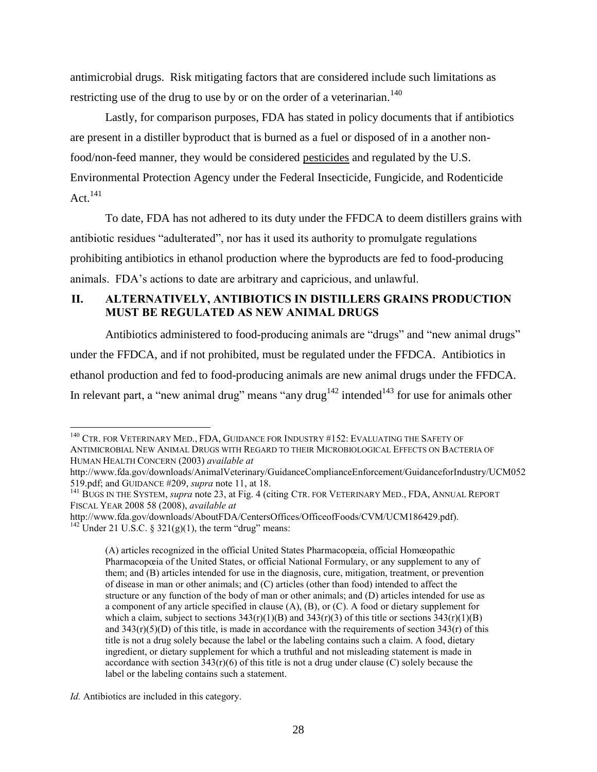antimicrobial drugs. Risk mitigating factors that are considered include such limitations as restricting use of the drug to use by or on the order of a veterinarian.[140]

Lastly, for comparison purposes, FDA has stated in policy documents that if antibiotics are present in a distiller byproduct that is burned as a fuel or disposed of in a another non-food/non-feed manner, they would be considered pesticides and regulated by the U.S. Environmental Protection Agency under the Federal Insecticide, Fungicide, and Rodenticide Act.[141]

To date, FDA has not adhered to its duty under the FFDCA to deem distillers grains with antibiotic residues "adulterated", nor has it used its authority to promulgate regulations prohibiting antibiotics in ethanol production where the byproducts are fed to food-producing animals. FDA's actions to date are arbitrary and capricious, and unlawful.

## II. ALTERNATIVELY, ANTIBIOTICS IN DISTILLERS GRAINS PRODUCTION MUST BE REGULATED AS NEW ANIMAL DRUGS

Antibiotics administered to food-producing animals are "drugs" and "new animal drugs" under the FFDCA, and if not prohibited, must be regulated under the FFDCA. Antibiotics in ethanol production and fed to food-producing animals are new animal drugs under the FFDCA. In relevant part, a "new animal drug" means "any drug[142] intended[143] for use for animals other

---

[140] CTR. FOR VETERINARY MED., FDA, GUIDANCE FOR INDUSTRY #152: EVALUATING THE SAFETY OF ANTIMICROBIAL NEW ANIMAL DRUGS WITH REGARD TO THEIR MICROBIOLOGICAL EFFECTS ON BACTERIA OF HUMAN HEALTH CONCERN (2003) *available at* http://www.fda.gov/downloads/AnimalVeterinary/GuidanceComplianceEnforcement/GuidanceforIndustry/UCM052519.pdf; and GUIDANCE #209, *supra* note 11, at 18.

[141] BUGS IN THE SYSTEM, *supra* note 23, at Fig. 4 (citing CTR. FOR VETERINARY MED., FDA, ANNUAL REPORT FISCAL YEAR 2008 58 (2008), *available at* http://www.fda.gov/downloads/AboutFDA/CentersOffices/OfficeofFoods/CVM/UCM186429.pdf).

[142] Under 21 U.S.C. § 321(g)(1), the term "drug" means:

> (A) articles recognized in the official United States Pharmacopœia, official Homœopathic Pharmacopœia of the United States, or official National Formulary, or any supplement to any of them; and (B) articles intended for use in the diagnosis, cure, mitigation, treatment, or prevention of disease in man or other animals; and (C) articles (other than food) intended to affect the structure or any function of the body of man or other animals; and (D) articles intended for use as a component of any article specified in clause (A), (B), or (C). A food or dietary supplement for which a claim, subject to sections 343(r)(1)(B) and 343(r)(3) of this title or sections 343(r)(1)(B) and 343(r)(5)(D) of this title, is made in accordance with the requirements of section 343(r) of this title is not a drug solely because the label or the labeling contains such a claim. A food, dietary ingredient, or dietary supplement for which a truthful and not misleading statement is made in accordance with section 343(r)(6) of this title is not a drug under clause (C) solely because the label or the labeling contains such a statement.

*Id.* Antibiotics are included in this category.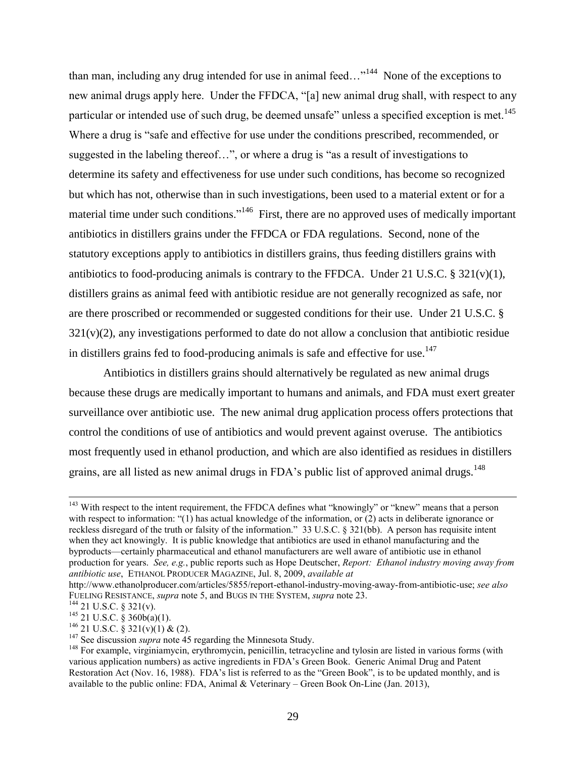than man, including any drug intended for use in animal feed…"[144] None of the exceptions to new animal drugs apply here. Under the FFDCA, "[a] new animal drug shall, with respect to any particular or intended use of such drug, be deemed unsafe" unless a specified exception is met.[145] Where a drug is "safe and effective for use under the conditions prescribed, recommended, or suggested in the labeling thereof…", or where a drug is "as a result of investigations to determine its safety and effectiveness for use under such conditions, has become so recognized but which has not, otherwise than in such investigations, been used to a material extent or for a material time under such conditions."[146] First, there are no approved uses of medically important antibiotics in distillers grains under the FFDCA or FDA regulations. Second, none of the statutory exceptions apply to antibiotics in distillers grains, thus feeding distillers grains with antibiotics to food-producing animals is contrary to the FFDCA. Under 21 U.S.C. § 321(v)(1), distillers grains as animal feed with antibiotic residue are not generally recognized as safe, nor are there proscribed or recommended or suggested conditions for their use. Under 21 U.S.C. § 321(v)(2), any investigations performed to date do not allow a conclusion that antibiotic residue in distillers grains fed to food-producing animals is safe and effective for use.[147]

Antibiotics in distillers grains should alternatively be regulated as new animal drugs because these drugs are medically important to humans and animals, and FDA must exert greater surveillance over antibiotic use. The new animal drug application process offers protections that control the conditions of use of antibiotics and would prevent against overuse. The antibiotics most frequently used in ethanol production, and which are also identified as residues in distillers grains, are all listed as new animal drugs in FDA's public list of approved animal drugs.[148]

---

[143] With respect to the intent requirement, the FFDCA defines what "knowingly" or "knew" means that a person with respect to information: "(1) has actual knowledge of the information, or (2) acts in deliberate ignorance or reckless disregard of the truth or falsity of the information." 33 U.S.C. § 321(bb). A person has requisite intent when they act knowingly. It is public knowledge that antibiotics are used in ethanol manufacturing and the byproducts—certainly pharmaceutical and ethanol manufacturers are well aware of antibiotic use in ethanol production for years. *See, e.g.*, public reports such as Hope Deutscher, *Report: Ethanol industry moving away from antibiotic use*, ETHANOL PRODUCER MAGAZINE, Jul. 8, 2009, *available at* http://www.ethanolproducer.com/articles/5855/report-ethanol-industry-moving-away-from-antibiotic-use; *see also* FUELING RESISTANCE, *supra* note 5, and BUGS IN THE SYSTEM, *supra* note 23.

[144] 21 U.S.C. § 321(v).

[145] 21 U.S.C. § 360b(a)(1).

[146] 21 U.S.C. § 321(v)(1) & (2).

[147] See discussion *supra* note 45 regarding the Minnesota Study.

[148] For example, virginiamycin, erythromycin, penicillin, tetracycline and tylosin are listed in various forms (with various application numbers) as active ingredients in FDA's Green Book. Generic Animal Drug and Patent Restoration Act (Nov. 16, 1988). FDA's list is referred to as the "Green Book", is to be updated monthly, and is available to the public online: FDA, Animal & Veterinary – Green Book On-Line (Jan. 2013),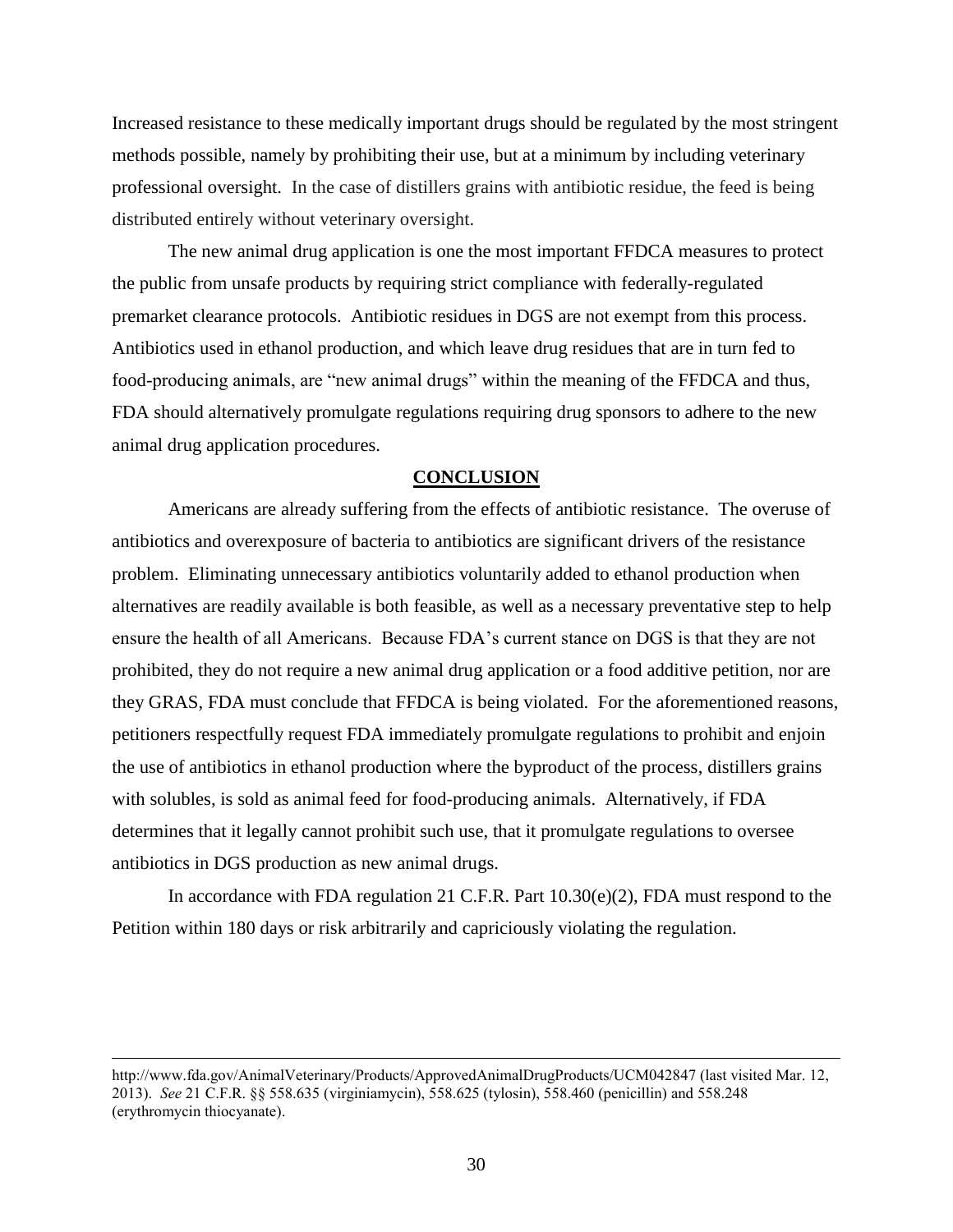Increased resistance to these medically important drugs should be regulated by the most stringent methods possible, namely by prohibiting their use, but at a minimum by including veterinary professional oversight. In the case of distillers grains with antibiotic residue, the feed is being distributed entirely without veterinary oversight.

The new animal drug application is one the most important FFDCA measures to protect the public from unsafe products by requiring strict compliance with federally-regulated premarket clearance protocols. Antibiotic residues in DGS are not exempt from this process. Antibiotics used in ethanol production, and which leave drug residues that are in turn fed to food-producing animals, are "new animal drugs" within the meaning of the FFDCA and thus, FDA should alternatively promulgate regulations requiring drug sponsors to adhere to the new animal drug application procedures.

## CONCLUSION

Americans are already suffering from the effects of antibiotic resistance. The overuse of antibiotics and overexposure of bacteria to antibiotics are significant drivers of the resistance problem. Eliminating unnecessary antibiotics voluntarily added to ethanol production when alternatives are readily available is both feasible, as well as a necessary preventative step to help ensure the health of all Americans. Because FDA's current stance on DGS is that they are not prohibited, they do not require a new animal drug application or a food additive petition, nor are they GRAS, FDA must conclude that FFDCA is being violated. For the aforementioned reasons, petitioners respectfully request FDA immediately promulgate regulations to prohibit and enjoin the use of antibiotics in ethanol production where the byproduct of the process, distillers grains with solubles, is sold as animal feed for food-producing animals. Alternatively, if FDA determines that it legally cannot prohibit such use, that it promulgate regulations to oversee antibiotics in DGS production as new animal drugs.

In accordance with FDA regulation 21 C.F.R. Part 10.30(e)(2), FDA must respond to the Petition within 180 days or risk arbitrarily and capriciously violating the regulation.

---

http://www.fda.gov/AnimalVeterinary/Products/ApprovedAnimalDrugProducts/UCM042847 (last visited Mar. 12, 2013). *See* 21 C.F.R. §§ 558.635 (virginiamycin), 558.625 (tylosin), 558.460 (penicillin) and 558.248 (erythromycin thiocyanate).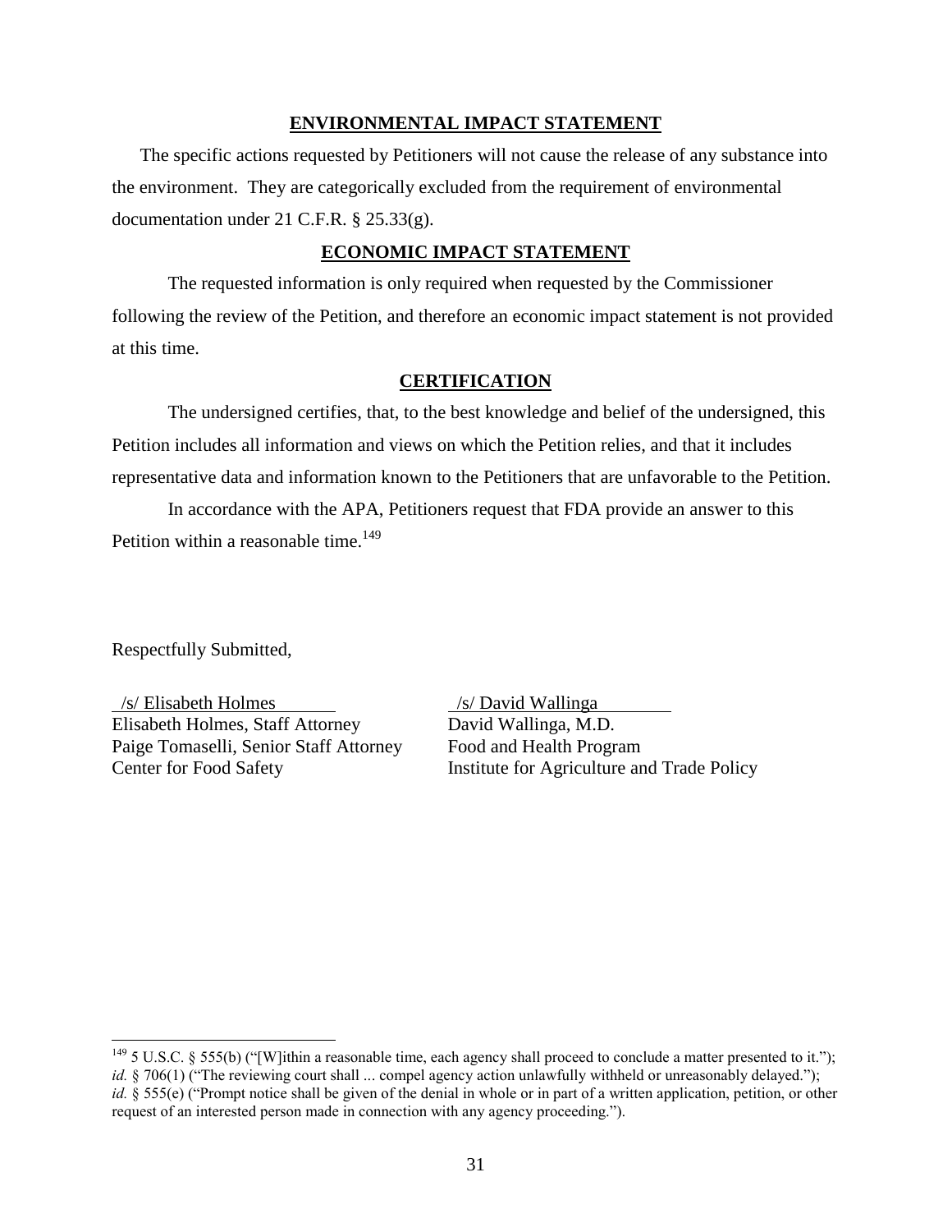## ENVIRONMENTAL IMPACT STATEMENT

The specific actions requested by Petitioners will not cause the release of any substance into the environment. They are categorically excluded from the requirement of environmental documentation under 21 C.F.R. § 25.33(g).

## ECONOMIC IMPACT STATEMENT

The requested information is only required when requested by the Commissioner following the review of the Petition, and therefore an economic impact statement is not provided at this time.

## CERTIFICATION

The undersigned certifies, that, to the best knowledge and belief of the undersigned, this Petition includes all information and views on which the Petition relies, and that it includes representative data and information known to the Petitioners that are unfavorable to the Petition.

In accordance with the APA, Petitioners request that FDA provide an answer to this Petition within a reasonable time.[149]

Respectfully Submitted,

/s/ Elisabeth Holmes
Elisabeth Holmes, Staff Attorney
Paige Tomaselli, Senior Staff Attorney
Center for Food Safety

/s/ David Wallinga
David Wallinga, M.D.
Food and Health Program
Institute for Agriculture and Trade Policy

---

[149] 5 U.S.C. § 555(b) ("[W]ithin a reasonable time, each agency shall proceed to conclude a matter presented to it."); *id.* § 706(1) ("The reviewing court shall ... compel agency action unlawfully withheld or unreasonably delayed."); *id.* § 555(e) ("Prompt notice shall be given of the denial in whole or in part of a written application, petition, or other request of an interested person made in connection with any agency proceeding.").